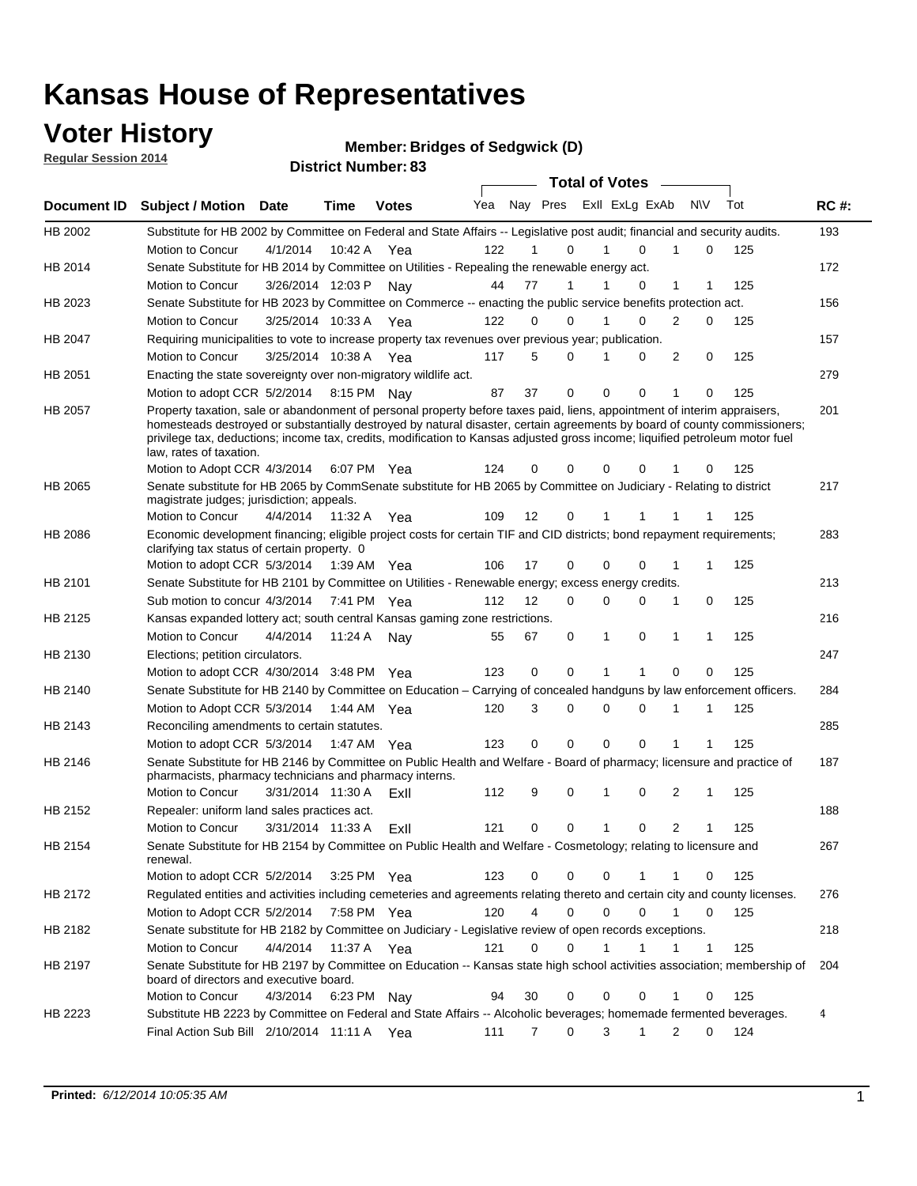# Kansas House of Representatives

## Voter History

**Regular Session 2014**

**Member: Bridges of Sedgwick (D)**

**District Number: 83**

| Document ID | Subject / Motion | Date | Time | Votes | Yea | Nay | Pres | ExII | ExLg | ExAb | N\V | Tot | RC #: |
|---|---|---|---|---|---|---|---|---|---|---|---|---|---|
| HB 2002 | Substitute for HB 2002 by Committee on Federal and State Affairs -- Legislative post audit; financial and security audits. | | | | | | | | | | | | 193 |
| | Motion to Concur | 4/1/2014 | 10:42 A | Yea | 122 | 1 | 0 | 1 | 0 | 1 | 0 | 125 | |
| HB 2014 | Senate Substitute for HB 2014 by Committee on Utilities - Repealing the renewable energy act. | | | | | | | | | | | | 172 |
| | Motion to Concur | 3/26/2014 | 12:03 P | Nay | 44 | 77 | 1 | 1 | 0 | 1 | 1 | 125 | |
| HB 2023 | Senate Substitute for HB 2023 by Committee on Commerce -- enacting the public service benefits protection act. | | | | | | | | | | | | 156 |
| | Motion to Concur | 3/25/2014 | 10:33 A | Yea | 122 | 0 | 0 | 1 | 0 | 2 | 0 | 125 | |
| HB 2047 | Requiring municipalities to vote to increase property tax revenues over previous year; publication. | | | | | | | | | | | | 157 |
| | Motion to Concur | 3/25/2014 | 10:38 A | Yea | 117 | 5 | 0 | 1 | 0 | 2 | 0 | 125 | |
| HB 2051 | Enacting the state sovereignty over non-migratory wildlife act. | | | | | | | | | | | | 279 |
| | Motion to adopt CCR | 5/2/2014 | 8:15 PM | Nay | 87 | 37 | 0 | 0 | 0 | 1 | 0 | 125 | |
| HB 2057 | Property taxation, sale or abandonment of personal property before taxes paid, liens, appointment of interim appraisers, homesteads destroyed or substantially destroyed by natural disaster, certain agreements by board of county commissioners; privilege tax, deductions; income tax, credits, modification to Kansas adjusted gross income; liquified petroleum motor fuel law, rates of taxation. | | | | | | | | | | | | 201 |
| | Motion to Adopt CCR | 4/3/2014 | 6:07 PM | Yea | 124 | 0 | 0 | 0 | 0 | 1 | 0 | 125 | |
| HB 2065 | Senate substitute for HB 2065 by CommSenate substitute for HB 2065 by Committee on Judiciary - Relating to district magistrate judges; jurisdiction; appeals. | | | | | | | | | | | | 217 |
| | Motion to Concur | 4/4/2014 | 11:32 A | Yea | 109 | 12 | 0 | 1 | 1 | 1 | 1 | 125 | |
| HB 2086 | Economic development financing; eligible project costs for certain TIF and CID districts; bond repayment requirements; clarifying tax status of certain property. 0 | | | | | | | | | | | | 283 |
| | Motion to adopt CCR | 5/3/2014 | 1:39 AM | Yea | 106 | 17 | 0 | 0 | 0 | 1 | 1 | 125 | |
| HB 2101 | Senate Substitute for HB 2101 by Committee on Utilities - Renewable energy; excess energy credits. | | | | | | | | | | | | 213 |
| | Sub motion to concur | 4/3/2014 | 7:41 PM | Yea | 112 | 12 | 0 | 0 | 0 | 1 | 0 | 125 | |
| HB 2125 | Kansas expanded lottery act; south central Kansas gaming zone restrictions. | | | | | | | | | | | | 216 |
| | Motion to Concur | 4/4/2014 | 11:24 A | Nay | 55 | 67 | 0 | 1 | 0 | 1 | 1 | 125 | |
| HB 2130 | Elections; petition circulators. | | | | | | | | | | | | 247 |
| | Motion to adopt CCR | 4/30/2014 | 3:48 PM | Yea | 123 | 0 | 0 | 1 | 1 | 0 | 0 | 125 | |
| HB 2140 | Senate Substitute for HB 2140 by Committee on Education – Carrying of concealed handguns by law enforcement officers. | | | | | | | | | | | | 284 |
| | Motion to Adopt CCR | 5/3/2014 | 1:44 AM | Yea | 120 | 3 | 0 | 0 | 0 | 1 | 1 | 125 | |
| HB 2143 | Reconciling amendments to certain statutes. | | | | | | | | | | | | 285 |
| | Motion to adopt CCR | 5/3/2014 | 1:47 AM | Yea | 123 | 0 | 0 | 0 | 0 | 1 | 1 | 125 | |
| HB 2146 | Senate Substitute for HB 2146 by Committee on Public Health and Welfare - Board of pharmacy; licensure and practice of pharmacists, pharmacy technicians and pharmacy interns. | | | | | | | | | | | | 187 |
| | Motion to Concur | 3/31/2014 | 11:30 A | ExII | 112 | 9 | 0 | 1 | 0 | 2 | 1 | 125 | |
| HB 2152 | Repealer: uniform land sales practices act. | | | | | | | | | | | | 188 |
| | Motion to Concur | 3/31/2014 | 11:33 A | ExII | 121 | 0 | 0 | 1 | 0 | 2 | 1 | 125 | |
| HB 2154 | Senate Substitute for HB 2154 by Committee on Public Health and Welfare - Cosmetology; relating to licensure and renewal. | | | | | | | | | | | | 267 |
| | Motion to adopt CCR | 5/2/2014 | 3:25 PM | Yea | 123 | 0 | 0 | 0 | 1 | 1 | 0 | 125 | |
| HB 2172 | Regulated entities and activities including cemeteries and agreements relating thereto and certain city and county licenses. | | | | | | | | | | | | 276 |
| | Motion to Adopt CCR | 5/2/2014 | 7:58 PM | Yea | 120 | 4 | 0 | 0 | 0 | 1 | 0 | 125 | |
| HB 2182 | Senate substitute for HB 2182 by Committee on Judiciary - Legislative review of open records exceptions. | | | | | | | | | | | | 218 |
| | Motion to Concur | 4/4/2014 | 11:37 A | Yea | 121 | 0 | 0 | 1 | 1 | 1 | 1 | 125 | |
| HB 2197 | Senate Substitute for HB 2197 by Committee on Education -- Kansas state high school activities association; membership of board of directors and executive board. | | | | | | | | | | | | 204 |
| | Motion to Concur | 4/3/2014 | 6:23 PM | Nay | 94 | 30 | 0 | 0 | 0 | 1 | 0 | 125 | |
| HB 2223 | Substitute HB 2223 by Committee on Federal and State Affairs -- Alcoholic beverages; homemade fermented beverages. | | | | | | | | | | | | 4 |
| | Final Action Sub Bill | 2/10/2014 | 11:11 A | Yea | 111 | 7 | 0 | 3 | 1 | 2 | 0 | 124 | |

**Printed:** *6/12/2014 10:05:35 AM*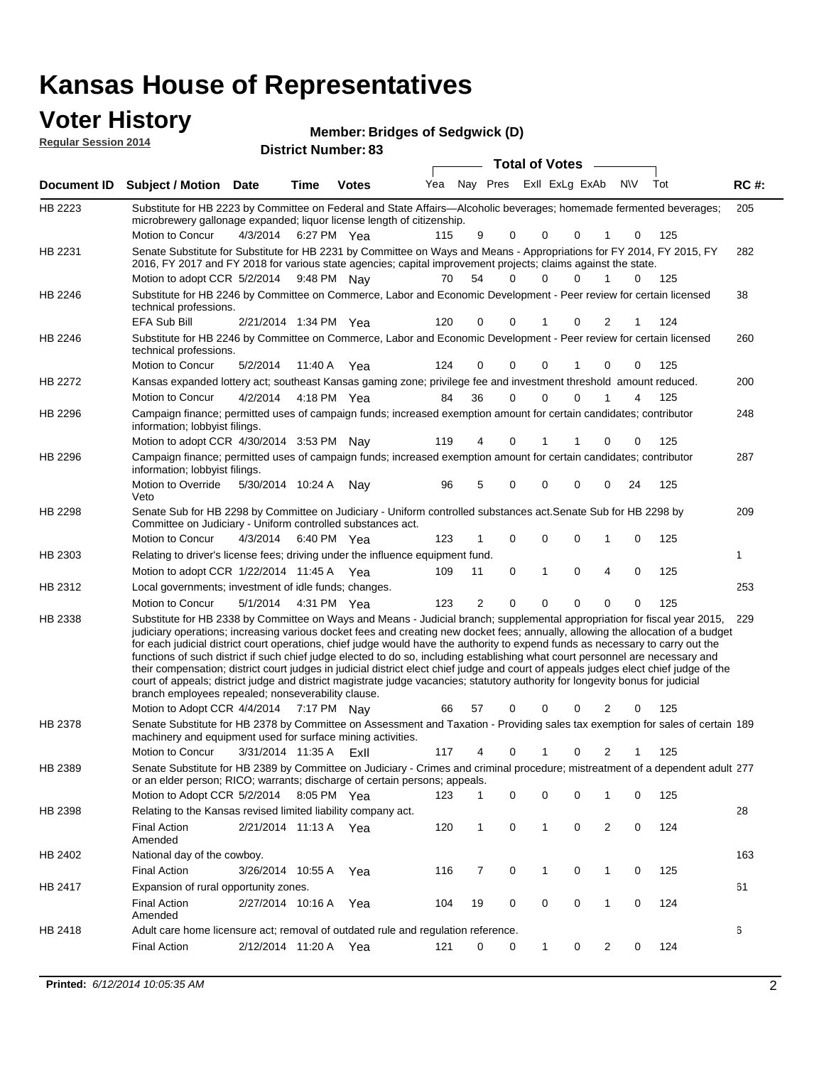# Kansas House of Representatives

## Voter History

**Regular Session 2014**

**Member: Bridges of Sedgwick (D)**

**District Number: 83**

| Document ID | Subject / Motion | Date | Time | Votes | Yea | Nay | Pres | ExII | ExLg | ExAb | N\V | Tot | RC #: |
|---|---|---|---|---|---|---|---|---|---|---|---|---|---|
| HB 2223 | Substitute for HB 2223 by Committee on Federal and State Affairs—Alcoholic beverages; homemade fermented beverages; microbrewery gallonage expanded; liquor license length of citizenship. | | | | | | | | | | | | 205 |
| | Motion to Concur | 4/3/2014 | 6:27 PM | Yea | 115 | 9 | 0 | 0 | 0 | 1 | 0 | 125 | |
| HB 2231 | Senate Substitute for Substitute for HB 2231 by Committee on Ways and Means - Appropriations for FY 2014, FY 2015, FY 2016, FY 2017 and FY 2018 for various state agencies; capital improvement projects; claims against the state. | | | | | | | | | | | | 282 |
| | Motion to adopt CCR | 5/2/2014 | 9:48 PM | Nay | 70 | 54 | 0 | 0 | 0 | 1 | 0 | 125 | |
| HB 2246 | Substitute for HB 2246 by Committee on Commerce, Labor and Economic Development - Peer review for certain licensed technical professions. | | | | | | | | | | | | 38 |
| | EFA Sub Bill | 2/21/2014 | 1:34 PM | Yea | 120 | 0 | 0 | 1 | 0 | 2 | 1 | 124 | |
| HB 2246 | Substitute for HB 2246 by Committee on Commerce, Labor and Economic Development - Peer review for certain licensed technical professions. | | | | | | | | | | | | 260 |
| | Motion to Concur | 5/2/2014 | 11:40 A | Yea | 124 | 0 | 0 | 0 | 1 | 0 | 0 | 125 | |
| HB 2272 | Kansas expanded lottery act; southeast Kansas gaming zone; privilege fee and investment threshold amount reduced. | | | | | | | | | | | | 200 |
| | Motion to Concur | 4/2/2014 | 4:18 PM | Yea | 84 | 36 | 0 | 0 | 0 | 1 | 4 | 125 | |
| HB 2296 | Campaign finance; permitted uses of campaign funds; increased exemption amount for certain candidates; contributor information; lobbyist filings. | | | | | | | | | | | | 248 |
| | Motion to adopt CCR | 4/30/2014 | 3:53 PM | Nay | 119 | 4 | 0 | 1 | 1 | 0 | 0 | 125 | |
| HB 2296 | Campaign finance; permitted uses of campaign funds; increased exemption amount for certain candidates; contributor information; lobbyist filings. | | | | | | | | | | | | 287 |
| | Motion to Override Veto | 5/30/2014 | 10:24 A | Nay | 96 | 5 | 0 | 0 | 0 | 0 | 24 | 125 | |
| HB 2298 | Senate Sub for HB 2298 by Committee on Judiciary - Uniform controlled substances act.Senate Sub for HB 2298 by Committee on Judiciary - Uniform controlled substances act. | | | | | | | | | | | | 209 |
| | Motion to Concur | 4/3/2014 | 6:40 PM | Yea | 123 | 1 | 0 | 0 | 0 | 1 | 0 | 125 | |
| HB 2303 | Relating to driver's license fees; driving under the influence equipment fund. | | | | | | | | | | | | 1 |
| | Motion to adopt CCR | 1/22/2014 | 11:45 A | Yea | 109 | 11 | 0 | 1 | 0 | 4 | 0 | 125 | |
| HB 2312 | Local governments; investment of idle funds; changes. | | | | | | | | | | | | 253 |
| | Motion to Concur | 5/1/2014 | 4:31 PM | Yea | 123 | 2 | 0 | 0 | 0 | 0 | 0 | 125 | |
| HB 2338 | Substitute for HB 2338 by Committee on Ways and Means - Judicial branch; supplemental appropriation for fiscal year 2015, judiciary operations; increasing various docket fees and creating new docket fees; annually, allowing the allocation of a budget for each judicial district court operations, chief judge would have the authority to expend funds as necessary to carry out the functions of such district if such chief judge elected to do so, including establishing what court personnel are necessary and their compensation; district court judges in judicial district elect chief judge and court of appeals judges elect chief judge of the court of appeals; district judge and district magistrate judge vacancies; statutory authority for longevity bonus for judicial branch employees repealed; nonseverability clause. | | | | | | | | | | | | 229 |
| | Motion to Adopt CCR | 4/4/2014 | 7:17 PM | Nay | 66 | 57 | 0 | 0 | 0 | 2 | 0 | 125 | |
| HB 2378 | Senate Substitute for HB 2378 by Committee on Assessment and Taxation - Providing sales tax exemption for sales of certain machinery and equipment used for surface mining activities. | | | | | | | | | | | | 189 |
| | Motion to Concur | 3/31/2014 | 11:35 A | ExII | 117 | 4 | 0 | 1 | 0 | 2 | 1 | 125 | |
| HB 2389 | Senate Substitute for HB 2389 by Committee on Judiciary - Crimes and criminal procedure; mistreatment of a dependent adult or an elder person; RICO; warrants; discharge of certain persons; appeals. | | | | | | | | | | | | 277 |
| | Motion to Adopt CCR | 5/2/2014 | 8:05 PM | Yea | 123 | 1 | 0 | 0 | 0 | 1 | 0 | 125 | |
| HB 2398 | Relating to the Kansas revised limited liability company act. | | | | | | | | | | | | 28 |
| | Final Action Amended | 2/21/2014 | 11:13 A | Yea | 120 | 1 | 0 | 1 | 0 | 2 | 0 | 124 | |
| HB 2402 | National day of the cowboy. | | | | | | | | | | | | 163 |
| | Final Action | 3/26/2014 | 10:55 A | Yea | 116 | 7 | 0 | 1 | 0 | 1 | 0 | 125 | |
| HB 2417 | Expansion of rural opportunity zones. | | | | | | | | | | | | 61 |
| | Final Action Amended | 2/27/2014 | 10:16 A | Yea | 104 | 19 | 0 | 0 | 0 | 1 | 0 | 124 | |
| HB 2418 | Adult care home licensure act; removal of outdated rule and regulation reference. | | | | | | | | | | | | 6 |
| | Final Action | 2/12/2014 | 11:20 A | Yea | 121 | 0 | 0 | 1 | 0 | 2 | 0 | 124 | |

**Printed:** *6/12/2014 10:05:35 AM*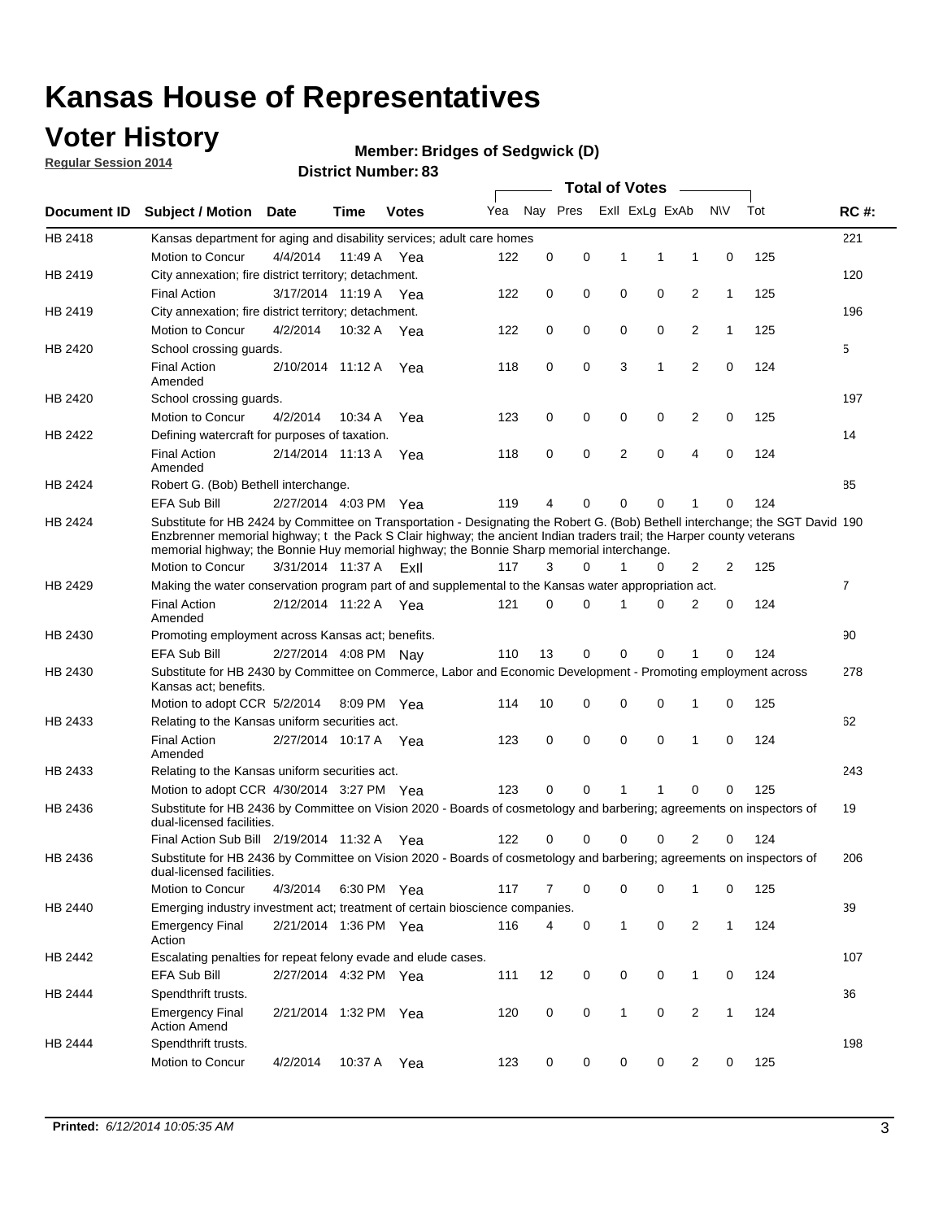# Kansas House of Representatives

## Voter History

**Regular Session 2014**

**Member: Bridges of Sedgwick (D)**

**District Number: 83**

| Document ID | Subject / Motion | Date | Time | Votes | Yea | Nay | Pres | ExII | ExLg | ExAb | N\V | Tot | RC #: |
|---|---|---|---|---|---|---|---|---|---|---|---|---|---|
| HB 2418 | Kansas department for aging and disability services; adult care homes | | | | | | | | | | | | 221 |
| | Motion to Concur | 4/4/2014 | 11:49 A | Yea | 122 | 0 | 0 | 1 | 1 | 1 | 0 | 125 | |
| HB 2419 | City annexation; fire district territory; detachment. | | | | | | | | | | | | 120 |
| | Final Action | 3/17/2014 | 11:19 A | Yea | 122 | 0 | 0 | 0 | 0 | 2 | 1 | 125 | |
| HB 2419 | City annexation; fire district territory; detachment. | | | | | | | | | | | | 196 |
| | Motion to Concur | 4/2/2014 | 10:32 A | Yea | 122 | 0 | 0 | 0 | 0 | 2 | 1 | 125 | |
| HB 2420 | School crossing guards. | | | | | | | | | | | | 5 |
| | Final Action Amended | 2/10/2014 | 11:12 A | Yea | 118 | 0 | 0 | 3 | 1 | 2 | 0 | 124 | |
| HB 2420 | School crossing guards. | | | | | | | | | | | | 197 |
| | Motion to Concur | 4/2/2014 | 10:34 A | Yea | 123 | 0 | 0 | 0 | 0 | 2 | 0 | 125 | |
| HB 2422 | Defining watercraft for purposes of taxation. | | | | | | | | | | | | 14 |
| | Final Action Amended | 2/14/2014 | 11:13 A | Yea | 118 | 0 | 0 | 2 | 0 | 4 | 0 | 124 | |
| HB 2424 | Robert G. (Bob) Bethell interchange. | | | | | | | | | | | | 85 |
| | EFA Sub Bill | 2/27/2014 | 4:03 PM | Yea | 119 | 4 | 0 | 0 | 0 | 1 | 0 | 124 | |
| HB 2424 | Substitute for HB 2424 by Committee on Transportation - Designating the Robert G. (Bob) Bethell interchange; the SGT David Enzbrenner memorial highway; t the Pack S Clair highway; the ancient Indian traders trail; the Harper county veterans memorial highway; the Bonnie Huy memorial highway; the Bonnie Sharp memorial interchange. | | | | | | | | | | | | 190 |
| | Motion to Concur | 3/31/2014 | 11:37 A | ExII | 117 | 3 | 0 | 1 | 0 | 2 | 2 | 125 | |
| HB 2429 | Making the water conservation program part of and supplemental to the Kansas water appropriation act. | | | | | | | | | | | | 7 |
| | Final Action Amended | 2/12/2014 | 11:22 A | Yea | 121 | 0 | 0 | 1 | 0 | 2 | 0 | 124 | |
| HB 2430 | Promoting employment across Kansas act; benefits. | | | | | | | | | | | | 90 |
| | EFA Sub Bill | 2/27/2014 | 4:08 PM | Nay | 110 | 13 | 0 | 0 | 0 | 1 | 0 | 124 | |
| HB 2430 | Substitute for HB 2430 by Committee on Commerce, Labor and Economic Development - Promoting employment across Kansas act; benefits. | | | | | | | | | | | | 278 |
| | Motion to adopt CCR | 5/2/2014 | 8:09 PM | Yea | 114 | 10 | 0 | 0 | 0 | 1 | 0 | 125 | |
| HB 2433 | Relating to the Kansas uniform securities act. | | | | | | | | | | | | 62 |
| | Final Action Amended | 2/27/2014 | 10:17 A | Yea | 123 | 0 | 0 | 0 | 0 | 1 | 0 | 124 | |
| HB 2433 | Relating to the Kansas uniform securities act. | | | | | | | | | | | | 243 |
| | Motion to adopt CCR | 4/30/2014 | 3:27 PM | Yea | 123 | 0 | 0 | 1 | 1 | 0 | 0 | 125 | |
| HB 2436 | Substitute for HB 2436 by Committee on Vision 2020 - Boards of cosmetology and barbering; agreements on inspectors of dual-licensed facilities. | | | | | | | | | | | | 19 |
| | Final Action Sub Bill | 2/19/2014 | 11:32 A | Yea | 122 | 0 | 0 | 0 | 0 | 2 | 0 | 124 | |
| HB 2436 | Substitute for HB 2436 by Committee on Vision 2020 - Boards of cosmetology and barbering; agreements on inspectors of dual-licensed facilities. | | | | | | | | | | | | 206 |
| | Motion to Concur | 4/3/2014 | 6:30 PM | Yea | 117 | 7 | 0 | 0 | 0 | 1 | 0 | 125 | |
| HB 2440 | Emerging industry investment act; treatment of certain bioscience companies. | | | | | | | | | | | | 39 |
| | Emergency Final Action | 2/21/2014 | 1:36 PM | Yea | 116 | 4 | 0 | 1 | 0 | 2 | 1 | 124 | |
| HB 2442 | Escalating penalties for repeat felony evade and elude cases. | | | | | | | | | | | | 107 |
| | EFA Sub Bill | 2/27/2014 | 4:32 PM | Yea | 111 | 12 | 0 | 0 | 0 | 1 | 0 | 124 | |
| HB 2444 | Spendthrift trusts. | | | | | | | | | | | | 36 |
| | Emergency Final Action Amend | 2/21/2014 | 1:32 PM | Yea | 120 | 0 | 0 | 1 | 0 | 2 | 1 | 124 | |
| HB 2444 | Spendthrift trusts. | | | | | | | | | | | | 198 |
| | Motion to Concur | 4/2/2014 | 10:37 A | Yea | 123 | 0 | 0 | 0 | 0 | 2 | 0 | 125 | |

**Printed:** *6/12/2014 10:05:35 AM*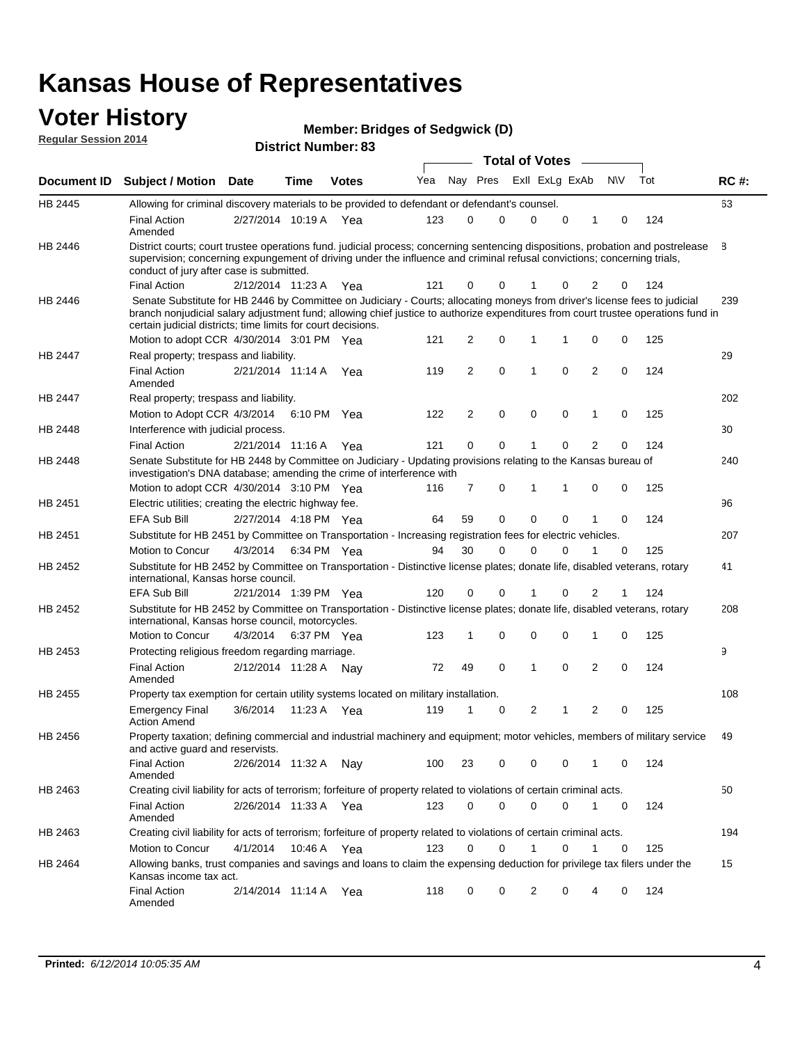# Kansas House of Representatives

## Voter History

**Regular Session 2014**

**Member: Bridges of Sedgwick (D)**

**District Number: 83**

| Document ID | Subject / Motion | Date | Time | Votes | Yea | Nay | Pres | ExII | ExLg | ExAb | N\V | Tot | RC #: |
|---|---|---|---|---|---|---|---|---|---|---|---|---|---|
| HB 2445 | Allowing for criminal discovery materials to be provided to defendant or defendant's counsel. | | | | | | | | | | | | 63 |
| | Final Action Amended | 2/27/2014 | 10:19 A | Yea | 123 | 0 | 0 | 0 | 0 | 1 | 0 | 124 | |
| HB 2446 | District courts; court trustee operations fund. judicial process; concerning sentencing dispositions, probation and postrelease supervision; concerning expungement of driving under the influence and criminal refusal convictions; concerning trials, conduct of jury after case is submitted. | | | | | | | | | | | | 8 |
| | Final Action | 2/12/2014 | 11:23 A | Yea | 121 | 0 | 0 | 1 | 0 | 2 | 0 | 124 | |
| HB 2446 | Senate Substitute for HB 2446 by Committee on Judiciary - Courts; allocating moneys from driver's license fees to judicial branch nonjudicial salary adjustment fund; allowing chief justice to authorize expenditures from court trustee operations fund in certain judicial districts; time limits for court decisions. | | | | | | | | | | | | 239 |
| | Motion to adopt CCR | 4/30/2014 | 3:01 PM | Yea | 121 | 2 | 0 | 1 | 1 | 0 | 0 | 125 | |
| HB 2447 | Real property; trespass and liability. | | | | | | | | | | | | 29 |
| | Final Action Amended | 2/21/2014 | 11:14 A | Yea | 119 | 2 | 0 | 1 | 0 | 2 | 0 | 124 | |
| HB 2447 | Real property; trespass and liability. | | | | | | | | | | | | 202 |
| | Motion to Adopt CCR | 4/3/2014 | 6:10 PM | Yea | 122 | 2 | 0 | 0 | 0 | 1 | 0 | 125 | |
| HB 2448 | Interference with judicial process. | | | | | | | | | | | | 30 |
| | Final Action | 2/21/2014 | 11:16 A | Yea | 121 | 0 | 0 | 1 | 0 | 2 | 0 | 124 | |
| HB 2448 | Senate Substitute for HB 2448 by Committee on Judiciary - Updating provisions relating to the Kansas bureau of investigation's DNA database; amending the crime of interference with | | | | | | | | | | | | 240 |
| | Motion to adopt CCR | 4/30/2014 | 3:10 PM | Yea | 116 | 7 | 0 | 1 | 1 | 0 | 0 | 125 | |
| HB 2451 | Electric utilities; creating the electric highway fee. | | | | | | | | | | | | 96 |
| | EFA Sub Bill | 2/27/2014 | 4:18 PM | Yea | 64 | 59 | 0 | 0 | 0 | 1 | 0 | 124 | |
| HB 2451 | Substitute for HB 2451 by Committee on Transportation - Increasing registration fees for electric vehicles. | | | | | | | | | | | | 207 |
| | Motion to Concur | 4/3/2014 | 6:34 PM | Yea | 94 | 30 | 0 | 0 | 0 | 1 | 0 | 125 | |
| HB 2452 | Substitute for HB 2452 by Committee on Transportation - Distinctive license plates; donate life, disabled veterans, rotary international, Kansas horse council. | | | | | | | | | | | | 41 |
| | EFA Sub Bill | 2/21/2014 | 1:39 PM | Yea | 120 | 0 | 0 | 1 | 0 | 2 | 1 | 124 | |
| HB 2452 | Substitute for HB 2452 by Committee on Transportation - Distinctive license plates; donate life, disabled veterans, rotary international, Kansas horse council, motorcycles. | | | | | | | | | | | | 208 |
| | Motion to Concur | 4/3/2014 | 6:37 PM | Yea | 123 | 1 | 0 | 0 | 0 | 1 | 0 | 125 | |
| HB 2453 | Protecting religious freedom regarding marriage. | | | | | | | | | | | | 9 |
| | Final Action Amended | 2/12/2014 | 11:28 A | Nay | 72 | 49 | 0 | 1 | 0 | 2 | 0 | 124 | |
| HB 2455 | Property tax exemption for certain utility systems located on military installation. | | | | | | | | | | | | 108 |
| | Emergency Final Action Amend | 3/6/2014 | 11:23 A | Yea | 119 | 1 | 0 | 2 | 1 | 2 | 0 | 125 | |
| HB 2456 | Property taxation; defining commercial and industrial machinery and equipment; motor vehicles, members of military service and active guard and reservists. | | | | | | | | | | | | 49 |
| | Final Action Amended | 2/26/2014 | 11:32 A | Nay | 100 | 23 | 0 | 0 | 0 | 1 | 0 | 124 | |
| HB 2463 | Creating civil liability for acts of terrorism; forfeiture of property related to violations of certain criminal acts. | | | | | | | | | | | | 50 |
| | Final Action Amended | 2/26/2014 | 11:33 A | Yea | 123 | 0 | 0 | 0 | 0 | 1 | 0 | 124 | |
| HB 2463 | Creating civil liability for acts of terrorism; forfeiture of property related to violations of certain criminal acts. | | | | | | | | | | | | 194 |
| | Motion to Concur | 4/1/2014 | 10:46 A | Yea | 123 | 0 | 0 | 1 | 0 | 1 | 0 | 125 | |
| HB 2464 | Allowing banks, trust companies and savings and loans to claim the expensing deduction for privilege tax filers under the Kansas income tax act. | | | | | | | | | | | | 15 |
| | Final Action Amended | 2/14/2014 | 11:14 A | Yea | 118 | 0 | 0 | 2 | 0 | 4 | 0 | 124 | |

**Printed:** *6/12/2014 10:05:35 AM*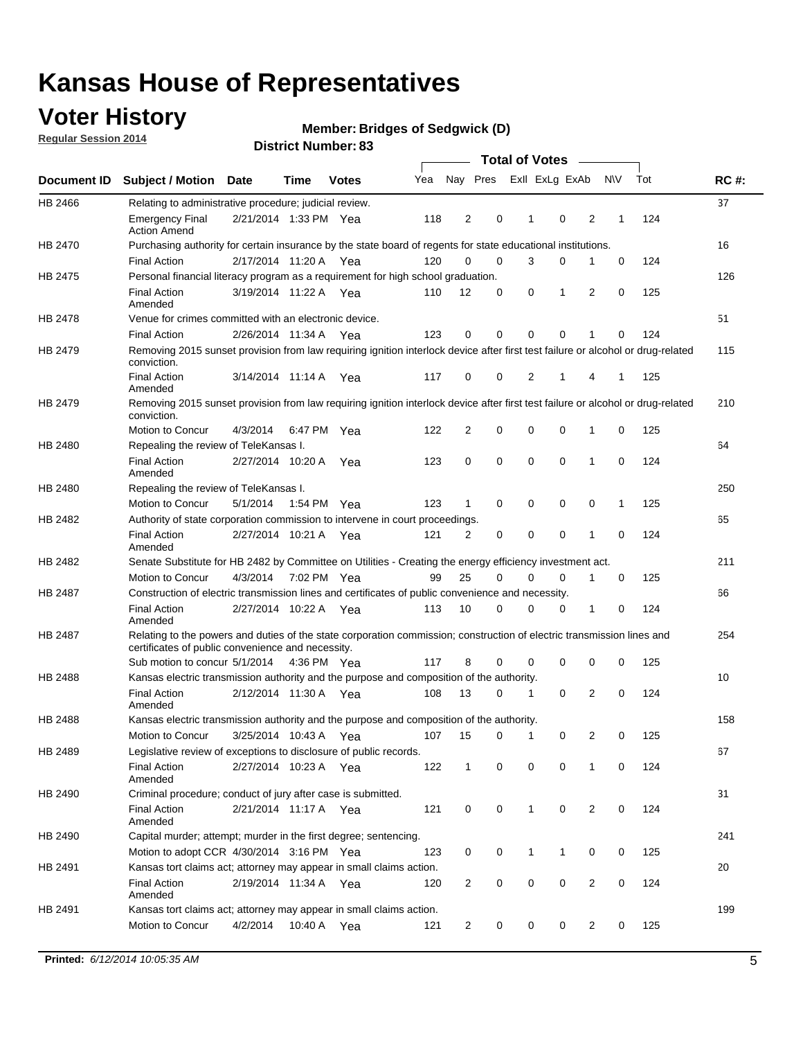# Kansas House of Representatives

## Voter History

**Regular Session 2014**

**Member: Bridges of Sedgwick (D)**

**District Number: 83**

| Document ID | Subject / Motion | Date | Time | Votes | Yea | Nay | Pres | ExII | ExLg | ExAb | N\V | Tot | RC #: |
|---|---|---|---|---|---|---|---|---|---|---|---|---|---|
| HB 2466 | Relating to administrative procedure; judicial review. | | | | | | | | | | | | 37 |
| | Emergency Final Action Amend | 2/21/2014 | 1:33 PM | Yea | 118 | 2 | 0 | 1 | 0 | 2 | 1 | 124 | |
| HB 2470 | Purchasing authority for certain insurance by the state board of regents for state educational institutions. | | | | | | | | | | | | 16 |
| | Final Action | 2/17/2014 | 11:20 A | Yea | 120 | 0 | 0 | 3 | 0 | 1 | 0 | 124 | |
| HB 2475 | Personal financial literacy program as a requirement for high school graduation. | | | | | | | | | | | | 126 |
| | Final Action Amended | 3/19/2014 | 11:22 A | Yea | 110 | 12 | 0 | 0 | 1 | 2 | 0 | 125 | |
| HB 2478 | Venue for crimes committed with an electronic device. | | | | | | | | | | | | 51 |
| | Final Action | 2/26/2014 | 11:34 A | Yea | 123 | 0 | 0 | 0 | 0 | 1 | 0 | 124 | |
| HB 2479 | Removing 2015 sunset provision from law requiring ignition interlock device after first test failure or alcohol or drug-related conviction. | | | | | | | | | | | | 115 |
| | Final Action Amended | 3/14/2014 | 11:14 A | Yea | 117 | 0 | 0 | 2 | 1 | 4 | 1 | 125 | |
| HB 2479 | Removing 2015 sunset provision from law requiring ignition interlock device after first test failure or alcohol or drug-related conviction. | | | | | | | | | | | | 210 |
| | Motion to Concur | 4/3/2014 | 6:47 PM | Yea | 122 | 2 | 0 | 0 | 0 | 1 | 0 | 125 | |
| HB 2480 | Repealing the review of TeleKansas I. | | | | | | | | | | | | 64 |
| | Final Action Amended | 2/27/2014 | 10:20 A | Yea | 123 | 0 | 0 | 0 | 0 | 1 | 0 | 124 | |
| HB 2480 | Repealing the review of TeleKansas I. | | | | | | | | | | | | 250 |
| | Motion to Concur | 5/1/2014 | 1:54 PM | Yea | 123 | 1 | 0 | 0 | 0 | 0 | 1 | 125 | |
| HB 2482 | Authority of state corporation commission to intervene in court proceedings. | | | | | | | | | | | | 65 |
| | Final Action Amended | 2/27/2014 | 10:21 A | Yea | 121 | 2 | 0 | 0 | 0 | 1 | 0 | 124 | |
| HB 2482 | Senate Substitute for HB 2482 by Committee on Utilities - Creating the energy efficiency investment act. | | | | | | | | | | | | 211 |
| | Motion to Concur | 4/3/2014 | 7:02 PM | Yea | 99 | 25 | 0 | 0 | 0 | 1 | 0 | 125 | |
| HB 2487 | Construction of electric transmission lines and certificates of public convenience and necessity. | | | | | | | | | | | | 66 |
| | Final Action Amended | 2/27/2014 | 10:22 A | Yea | 113 | 10 | 0 | 0 | 0 | 1 | 0 | 124 | |
| HB 2487 | Relating to the powers and duties of the state corporation commission; construction of electric transmission lines and certificates of public convenience and necessity. | | | | | | | | | | | | 254 |
| | Sub motion to concur | 5/1/2014 | 4:36 PM | Yea | 117 | 8 | 0 | 0 | 0 | 0 | 0 | 125 | |
| HB 2488 | Kansas electric transmission authority and the purpose and composition of the authority. | | | | | | | | | | | | 10 |
| | Final Action Amended | 2/12/2014 | 11:30 A | Yea | 108 | 13 | 0 | 1 | 0 | 2 | 0 | 124 | |
| HB 2488 | Kansas electric transmission authority and the purpose and composition of the authority. | | | | | | | | | | | | 158 |
| | Motion to Concur | 3/25/2014 | 10:43 A | Yea | 107 | 15 | 0 | 1 | 0 | 2 | 0 | 125 | |
| HB 2489 | Legislative review of exceptions to disclosure of public records. | | | | | | | | | | | | 67 |
| | Final Action Amended | 2/27/2014 | 10:23 A | Yea | 122 | 1 | 0 | 0 | 0 | 1 | 0 | 124 | |
| HB 2490 | Criminal procedure; conduct of jury after case is submitted. | | | | | | | | | | | | 31 |
| | Final Action Amended | 2/21/2014 | 11:17 A | Yea | 121 | 0 | 0 | 1 | 0 | 2 | 0 | 124 | |
| HB 2490 | Capital murder; attempt; murder in the first degree; sentencing. | | | | | | | | | | | | 241 |
| | Motion to adopt CCR | 4/30/2014 | 3:16 PM | Yea | 123 | 0 | 0 | 1 | 1 | 0 | 0 | 125 | |
| HB 2491 | Kansas tort claims act; attorney may appear in small claims action. | | | | | | | | | | | | 20 |
| | Final Action Amended | 2/19/2014 | 11:34 A | Yea | 120 | 2 | 0 | 0 | 0 | 2 | 0 | 124 | |
| HB 2491 | Kansas tort claims act; attorney may appear in small claims action. | | | | | | | | | | | | 199 |
| | Motion to Concur | 4/2/2014 | 10:40 A | Yea | 121 | 2 | 0 | 0 | 0 | 2 | 0 | 125 | |

**Printed:** *6/12/2014 10:05:35 AM*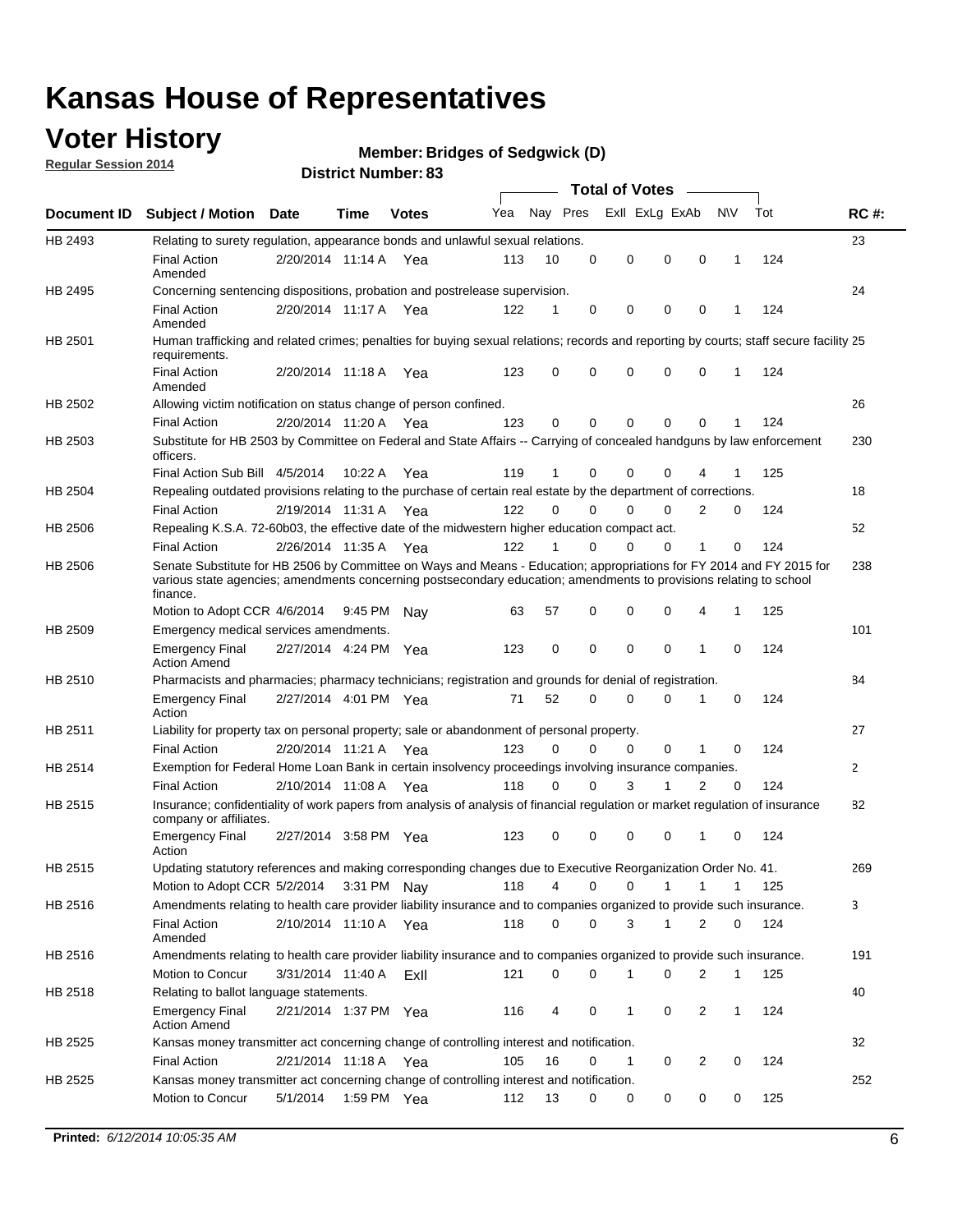# Kansas House of Representatives

## Voter History

**Regular Session 2014**

**Member: Bridges of Sedgwick (D)**

**District Number: 83**

| Document ID | Subject / Motion | Date | Time | Votes | Yea | Nay | Pres | ExII | ExLg | ExAb | N\V | Tot | RC #: |
|---|---|---|---|---|---|---|---|---|---|---|---|---|---|
| HB 2493 | Relating to surety regulation, appearance bonds and unlawful sexual relations. | | | | | | | | | | | | 23 |
| | Final Action Amended | 2/20/2014 | 11:14 A | Yea | 113 | 10 | 0 | 0 | 0 | 0 | 1 | 124 | |
| HB 2495 | Concerning sentencing dispositions, probation and postrelease supervision. | | | | | | | | | | | | 24 |
| | Final Action Amended | 2/20/2014 | 11:17 A | Yea | 122 | 1 | 0 | 0 | 0 | 0 | 1 | 124 | |
| HB 2501 | Human trafficking and related crimes; penalties for buying sexual relations; records and reporting by courts; staff secure facility requirements. | | | | | | | | | | | | 25 |
| | Final Action Amended | 2/20/2014 | 11:18 A | Yea | 123 | 0 | 0 | 0 | 0 | 0 | 1 | 124 | |
| HB 2502 | Allowing victim notification on status change of person confined. | | | | | | | | | | | | 26 |
| | Final Action | 2/20/2014 | 11:20 A | Yea | 123 | 0 | 0 | 0 | 0 | 0 | 1 | 124 | |
| HB 2503 | Substitute for HB 2503 by Committee on Federal and State Affairs -- Carrying of concealed handguns by law enforcement officers. | | | | | | | | | | | | 230 |
| | Final Action Sub Bill | 4/5/2014 | 10:22 A | Yea | 119 | 1 | 0 | 0 | 0 | 4 | 1 | 125 | |
| HB 2504 | Repealing outdated provisions relating to the purchase of certain real estate by the department of corrections. | | | | | | | | | | | | 18 |
| | Final Action | 2/19/2014 | 11:31 A | Yea | 122 | 0 | 0 | 0 | 0 | 2 | 0 | 124 | |
| HB 2506 | Repealing K.S.A. 72-60b03, the effective date of the midwestern higher education compact act. | | | | | | | | | | | | 52 |
| | Final Action | 2/26/2014 | 11:35 A | Yea | 122 | 1 | 0 | 0 | 0 | 1 | 0 | 124 | |
| HB 2506 | Senate Substitute for HB 2506 by Committee on Ways and Means - Education; appropriations for FY 2014 and FY 2015 for various state agencies; amendments concerning postsecondary education; amendments to provisions relating to school finance. | | | | | | | | | | | | 238 |
| | Motion to Adopt CCR | 4/6/2014 | 9:45 PM | Nay | 63 | 57 | 0 | 0 | 0 | 4 | 1 | 125 | |
| HB 2509 | Emergency medical services amendments. | | | | | | | | | | | | 101 |
| | Emergency Final Action Amend | 2/27/2014 | 4:24 PM | Yea | 123 | 0 | 0 | 0 | 0 | 1 | 0 | 124 | |
| HB 2510 | Pharmacists and pharmacies; pharmacy technicians; registration and grounds for denial of registration. | | | | | | | | | | | | 84 |
| | Emergency Final Action | 2/27/2014 | 4:01 PM | Yea | 71 | 52 | 0 | 0 | 0 | 1 | 0 | 124 | |
| HB 2511 | Liability for property tax on personal property; sale or abandonment of personal property. | | | | | | | | | | | | 27 |
| | Final Action | 2/20/2014 | 11:21 A | Yea | 123 | 0 | 0 | 0 | 0 | 1 | 0 | 124 | |
| HB 2514 | Exemption for Federal Home Loan Bank in certain insolvency proceedings involving insurance companies. | | | | | | | | | | | | 2 |
| | Final Action | 2/10/2014 | 11:08 A | Yea | 118 | 0 | 0 | 3 | 1 | 2 | 0 | 124 | |
| HB 2515 | Insurance; confidentiality of work papers from analysis of analysis of financial regulation or market regulation of insurance company or affiliates. | | | | | | | | | | | | 82 |
| | Emergency Final Action | 2/27/2014 | 3:58 PM | Yea | 123 | 0 | 0 | 0 | 0 | 1 | 0 | 124 | |
| HB 2515 | Updating statutory references and making corresponding changes due to Executive Reorganization Order No. 41. | | | | | | | | | | | | 269 |
| | Motion to Adopt CCR | 5/2/2014 | 3:31 PM | Nay | 118 | 4 | 0 | 0 | 1 | 1 | 1 | 125 | |
| HB 2516 | Amendments relating to health care provider liability insurance and to companies organized to provide such insurance. | | | | | | | | | | | | 3 |
| | Final Action Amended | 2/10/2014 | 11:10 A | Yea | 118 | 0 | 0 | 3 | 1 | 2 | 0 | 124 | |
| HB 2516 | Amendments relating to health care provider liability insurance and to companies organized to provide such insurance. | | | | | | | | | | | | 191 |
| | Motion to Concur | 3/31/2014 | 11:40 A | ExII | 121 | 0 | 0 | 1 | 0 | 2 | 1 | 125 | |
| HB 2518 | Relating to ballot language statements. | | | | | | | | | | | | 40 |
| | Emergency Final Action Amend | 2/21/2014 | 1:37 PM | Yea | 116 | 4 | 0 | 1 | 0 | 2 | 1 | 124 | |
| HB 2525 | Kansas money transmitter act concerning change of controlling interest and notification. | | | | | | | | | | | | 32 |
| | Final Action | 2/21/2014 | 11:18 A | Yea | 105 | 16 | 0 | 1 | 0 | 2 | 0 | 124 | |
| HB 2525 | Kansas money transmitter act concerning change of controlling interest and notification. | | | | | | | | | | | | 252 |
| | Motion to Concur | 5/1/2014 | 1:59 PM | Yea | 112 | 13 | 0 | 0 | 0 | 0 | 0 | 125 | |

**Printed:** *6/12/2014 10:05:35 AM*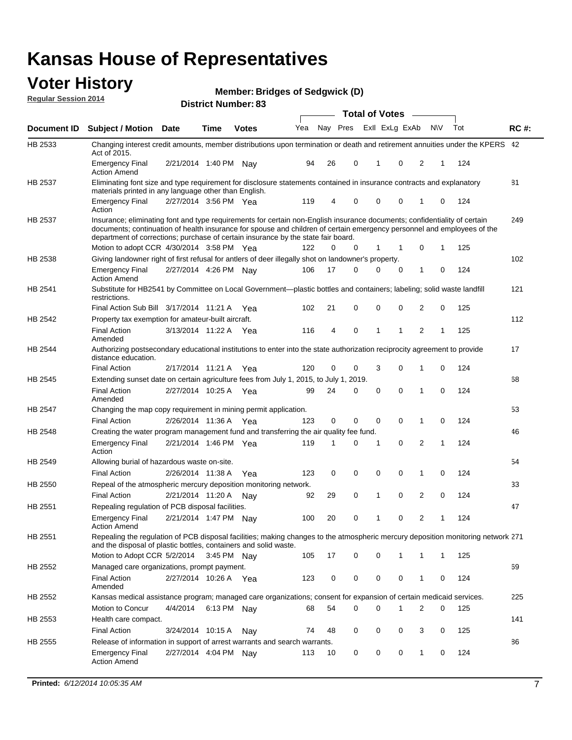# Kansas House of Representatives

## Voter History

**Regular Session 2014**

**Member: Bridges of Sedgwick (D)**

**District Number: 83**

| Document ID | Subject / Motion | Date | Time | Votes | Yea | Nay | Pres | ExII | ExLg | ExAb | N\V | Tot | RC #: |
|---|---|---|---|---|---|---|---|---|---|---|---|---|---|
| HB 2533 | Changing interest credit amounts, member distributions upon termination or death and retirement annuities under the KPERS Act of 2015. | | | | | | | | | | | | 42 |
| | Emergency Final Action Amend | 2/21/2014 | 1:40 PM | Nay | 94 | 26 | 0 | 1 | 0 | 2 | 1 | 124 | |
| HB 2537 | Eliminating font size and type requirement for disclosure statements contained in insurance contracts and explanatory materials printed in any language other than English. | | | | | | | | | | | | 81 |
| | Emergency Final Action | 2/27/2014 | 3:56 PM | Yea | 119 | 4 | 0 | 0 | 0 | 1 | 0 | 124 | |
| HB 2537 | Insurance; eliminating font and type requirements for certain non-English insurance documents; confidentiality of certain documents; continuation of health insurance for spouse and children of certain emergency personnel and employees of the department of corrections; purchase of certain insurance by the state fair board. | | | | | | | | | | | | 249 |
| | Motion to adopt CCR | 4/30/2014 | 3:58 PM | Yea | 122 | 0 | 0 | 1 | 1 | 0 | 1 | 125 | |
| HB 2538 | Giving landowner right of first refusal for antlers of deer illegally shot on landowner's property. | | | | | | | | | | | | 102 |
| | Emergency Final Action Amend | 2/27/2014 | 4:26 PM | Nay | 106 | 17 | 0 | 0 | 0 | 1 | 0 | 124 | |
| HB 2541 | Substitute for HB2541 by Committee on Local Government—plastic bottles and containers; labeling; solid waste landfill restrictions. | | | | | | | | | | | | 121 |
| | Final Action Sub Bill | 3/17/2014 | 11:21 A | Yea | 102 | 21 | 0 | 0 | 0 | 2 | 0 | 125 | |
| HB 2542 | Property tax exemption for amateur-built aircraft. | | | | | | | | | | | | 112 |
| | Final Action Amended | 3/13/2014 | 11:22 A | Yea | 116 | 4 | 0 | 1 | 1 | 2 | 1 | 125 | |
| HB 2544 | Authorizing postsecondary educational institutions to enter into the state authorization reciprocity agreement to provide distance education. | | | | | | | | | | | | 17 |
| | Final Action | 2/17/2014 | 11:21 A | Yea | 120 | 0 | 0 | 3 | 0 | 1 | 0 | 124 | |
| HB 2545 | Extending sunset date on certain agriculture fees from July 1, 2015, to July 1, 2019. | | | | | | | | | | | | 68 |
| | Final Action Amended | 2/27/2014 | 10:25 A | Yea | 99 | 24 | 0 | 0 | 0 | 1 | 0 | 124 | |
| HB 2547 | Changing the map copy requirement in mining permit application. | | | | | | | | | | | | 53 |
| | Final Action | 2/26/2014 | 11:36 A | Yea | 123 | 0 | 0 | 0 | 0 | 1 | 0 | 124 | |
| HB 2548 | Creating the water program management fund and transferring the air quality fee fund. | | | | | | | | | | | | 46 |
| | Emergency Final Action | 2/21/2014 | 1:46 PM | Yea | 119 | 1 | 0 | 1 | 0 | 2 | 1 | 124 | |
| HB 2549 | Allowing burial of hazardous waste on-site. | | | | | | | | | | | | 54 |
| | Final Action | 2/26/2014 | 11:38 A | Yea | 123 | 0 | 0 | 0 | 0 | 1 | 0 | 124 | |
| HB 2550 | Repeal of the atmospheric mercury deposition monitoring network. | | | | | | | | | | | | 33 |
| | Final Action | 2/21/2014 | 11:20 A | Nay | 92 | 29 | 0 | 1 | 0 | 2 | 0 | 124 | |
| HB 2551 | Repealing regulation of PCB disposal facilities. | | | | | | | | | | | | 47 |
| | Emergency Final Action Amend | 2/21/2014 | 1:47 PM | Nay | 100 | 20 | 0 | 1 | 0 | 2 | 1 | 124 | |
| HB 2551 | Repealing the regulation of PCB disposal facilities; making changes to the atmospheric mercury deposition monitoring network and the disposal of plastic bottles, containers and solid waste. | | | | | | | | | | | | 271 |
| | Motion to Adopt CCR | 5/2/2014 | 3:45 PM | Nay | 105 | 17 | 0 | 0 | 1 | 1 | 1 | 125 | |
| HB 2552 | Managed care organizations, prompt payment. | | | | | | | | | | | | 69 |
| | Final Action Amended | 2/27/2014 | 10:26 A | Yea | 123 | 0 | 0 | 0 | 0 | 1 | 0 | 124 | |
| HB 2552 | Kansas medical assistance program; managed care organizations; consent for expansion of certain medicaid services. | | | | | | | | | | | | 225 |
| | Motion to Concur | 4/4/2014 | 6:13 PM | Nay | 68 | 54 | 0 | 0 | 1 | 2 | 0 | 125 | |
| HB 2553 | Health care compact. | | | | | | | | | | | | 141 |
| | Final Action | 3/24/2014 | 10:15 A | Nay | 74 | 48 | 0 | 0 | 0 | 3 | 0 | 125 | |
| HB 2555 | Release of information in support of arrest warrants and search warrants. | | | | | | | | | | | | 86 |
| | Emergency Final Action Amend | 2/27/2014 | 4:04 PM | Nay | 113 | 10 | 0 | 0 | 0 | 1 | 0 | 124 | |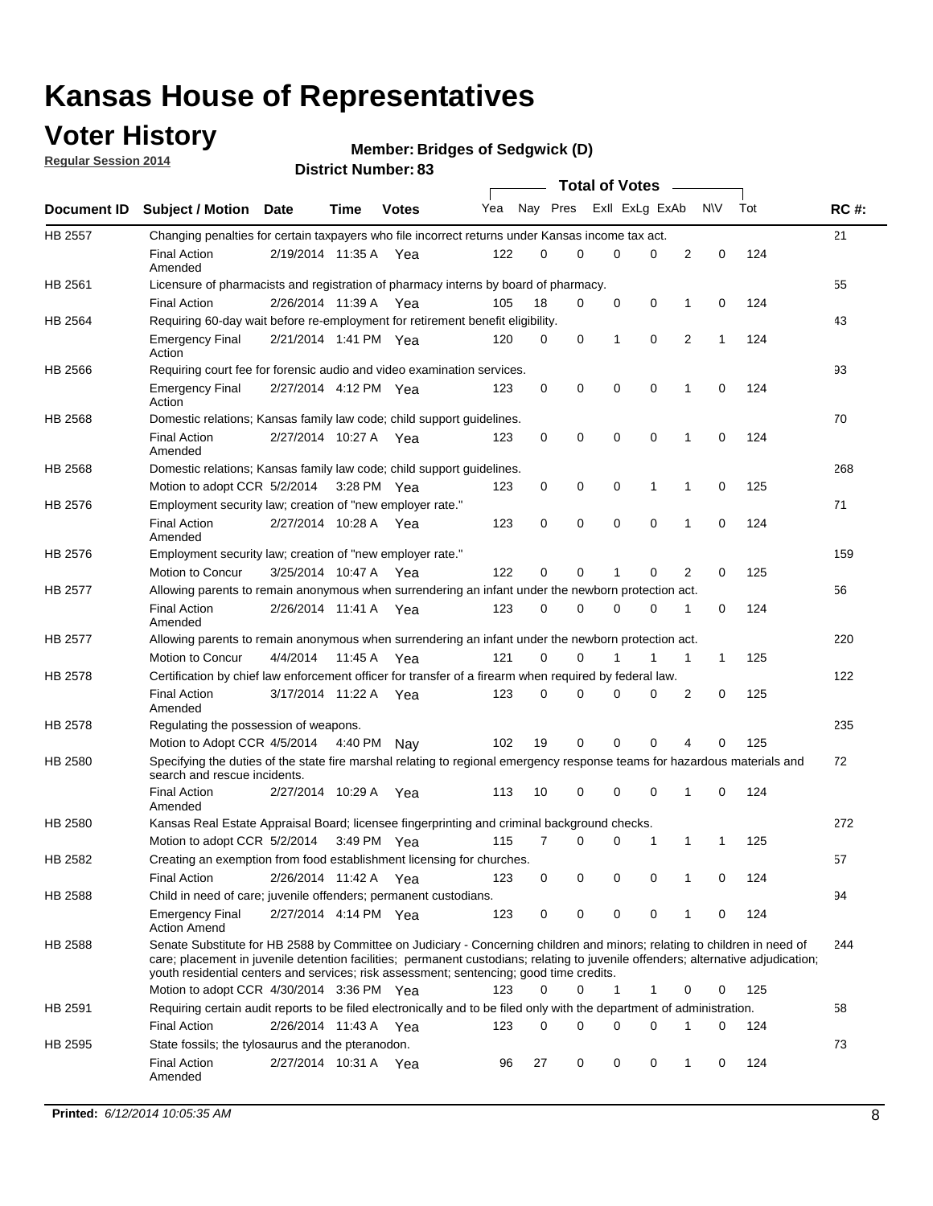# Kansas House of Representatives

## Voter History

**Regular Session 2014**

**Member: Bridges of Sedgwick (D)**

**District Number: 83**

| Document ID | Subject / Motion | Date | Time | Votes | Yea | Nay | Pres | ExII | ExLg | ExAb | N\V | Tot | RC #: |
|---|---|---|---|---|---|---|---|---|---|---|---|---|---|
| HB 2557 | Changing penalties for certain taxpayers who file incorrect returns under Kansas income tax act. | | | | | | | | | | | | 21 |
| | Final Action Amended | 2/19/2014 | 11:35 A | Yea | 122 | 0 | 0 | 0 | 0 | 2 | 0 | 124 | |
| HB 2561 | Licensure of pharmacists and registration of pharmacy interns by board of pharmacy. | | | | | | | | | | | | 55 |
| | Final Action | 2/26/2014 | 11:39 A | Yea | 105 | 18 | 0 | 0 | 0 | 1 | 0 | 124 | |
| HB 2564 | Requiring 60-day wait before re-employment for retirement benefit eligibility. | | | | | | | | | | | | 43 |
| | Emergency Final Action | 2/21/2014 | 1:41 PM | Yea | 120 | 0 | 0 | 1 | 0 | 2 | 1 | 124 | |
| HB 2566 | Requiring court fee for forensic audio and video examination services. | | | | | | | | | | | | 93 |
| | Emergency Final Action | 2/27/2014 | 4:12 PM | Yea | 123 | 0 | 0 | 0 | 0 | 1 | 0 | 124 | |
| HB 2568 | Domestic relations; Kansas family law code; child support guidelines. | | | | | | | | | | | | 70 |
| | Final Action Amended | 2/27/2014 | 10:27 A | Yea | 123 | 0 | 0 | 0 | 0 | 1 | 0 | 124 | |
| HB 2568 | Domestic relations; Kansas family law code; child support guidelines. | | | | | | | | | | | | 268 |
| | Motion to adopt CCR | 5/2/2014 | 3:28 PM | Yea | 123 | 0 | 0 | 0 | 1 | 1 | 0 | 125 | |
| HB 2576 | Employment security law; creation of "new employer rate." | | | | | | | | | | | | 71 |
| | Final Action Amended | 2/27/2014 | 10:28 A | Yea | 123 | 0 | 0 | 0 | 0 | 1 | 0 | 124 | |
| HB 2576 | Employment security law; creation of "new employer rate." | | | | | | | | | | | | 159 |
| | Motion to Concur | 3/25/2014 | 10:47 A | Yea | 122 | 0 | 0 | 1 | 0 | 2 | 0 | 125 | |
| HB 2577 | Allowing parents to remain anonymous when surrendering an infant under the newborn protection act. | | | | | | | | | | | | 56 |
| | Final Action Amended | 2/26/2014 | 11:41 A | Yea | 123 | 0 | 0 | 0 | 0 | 1 | 0 | 124 | |
| HB 2577 | Allowing parents to remain anonymous when surrendering an infant under the newborn protection act. | | | | | | | | | | | | 220 |
| | Motion to Concur | 4/4/2014 | 11:45 A | Yea | 121 | 0 | 0 | 1 | 1 | 1 | 1 | 125 | |
| HB 2578 | Certification by chief law enforcement officer for transfer of a firearm when required by federal law. | | | | | | | | | | | | 122 |
| | Final Action Amended | 3/17/2014 | 11:22 A | Yea | 123 | 0 | 0 | 0 | 0 | 2 | 0 | 125 | |
| HB 2578 | Regulating the possession of weapons. | | | | | | | | | | | | 235 |
| | Motion to Adopt CCR | 4/5/2014 | 4:40 PM | Nay | 102 | 19 | 0 | 0 | 0 | 4 | 0 | 125 | |
| HB 2580 | Specifying the duties of the state fire marshal relating to regional emergency response teams for hazardous materials and search and rescue incidents. | | | | | | | | | | | | 72 |
| | Final Action Amended | 2/27/2014 | 10:29 A | Yea | 113 | 10 | 0 | 0 | 0 | 1 | 0 | 124 | |
| HB 2580 | Kansas Real Estate Appraisal Board; licensee fingerprinting and criminal background checks. | | | | | | | | | | | | 272 |
| | Motion to adopt CCR | 5/2/2014 | 3:49 PM | Yea | 115 | 7 | 0 | 0 | 1 | 1 | 1 | 125 | |
| HB 2582 | Creating an exemption from food establishment licensing for churches. | | | | | | | | | | | | 57 |
| | Final Action | 2/26/2014 | 11:42 A | Yea | 123 | 0 | 0 | 0 | 0 | 1 | 0 | 124 | |
| HB 2588 | Child in need of care; juvenile offenders; permanent custodians. | | | | | | | | | | | | 94 |
| | Emergency Final Action Amend | 2/27/2014 | 4:14 PM | Yea | 123 | 0 | 0 | 0 | 0 | 1 | 0 | 124 | |
| HB 2588 | Senate Substitute for HB 2588 by Committee on Judiciary - Concerning children and minors; relating to children in need of care; placement in juvenile detention facilities; permanent custodians; relating to juvenile offenders; alternative adjudication; youth residential centers and services; risk assessment; sentencing; good time credits. | | | | | | | | | | | | 244 |
| | Motion to adopt CCR | 4/30/2014 | 3:36 PM | Yea | 123 | 0 | 0 | 1 | 1 | 0 | 0 | 125 | |
| HB 2591 | Requiring certain audit reports to be filed electronically and to be filed only with the department of administration. | | | | | | | | | | | | 58 |
| | Final Action | 2/26/2014 | 11:43 A | Yea | 123 | 0 | 0 | 0 | 0 | 1 | 0 | 124 | |
| HB 2595 | State fossils; the tylosaurus and the pteranodon. | | | | | | | | | | | | 73 |
| | Final Action Amended | 2/27/2014 | 10:31 A | Yea | 96 | 27 | 0 | 0 | 0 | 1 | 0 | 124 | |

**Printed:** *6/12/2014 10:05:35 AM*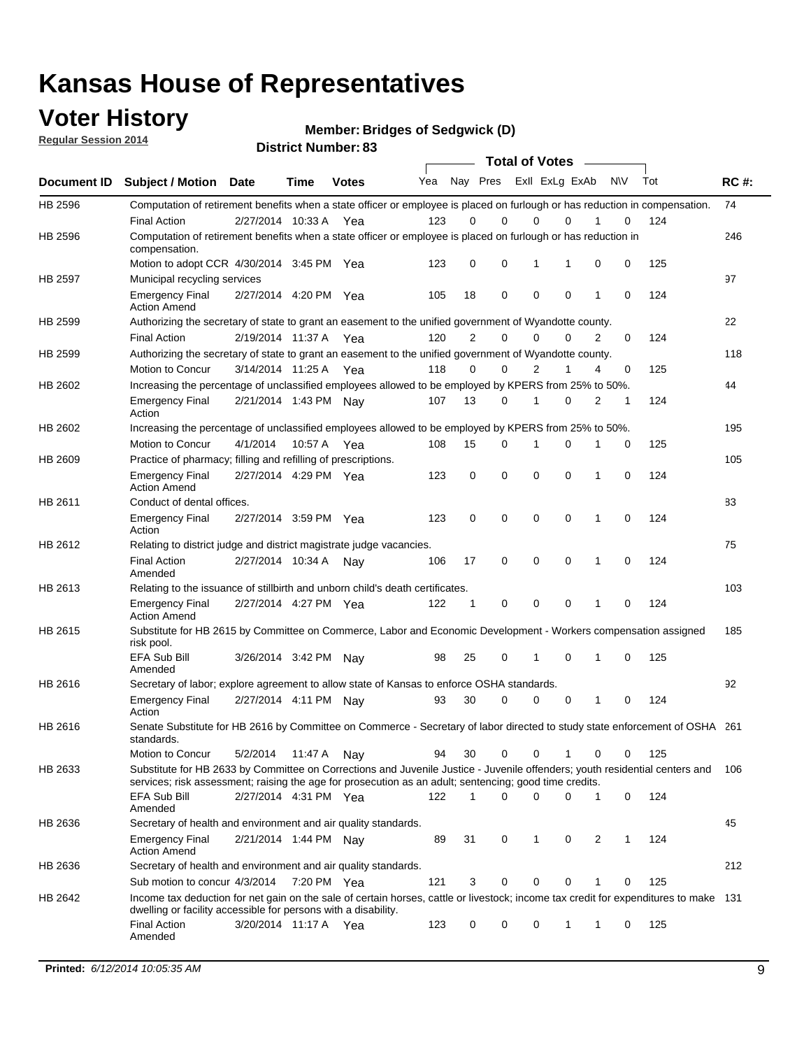# Kansas House of Representatives

## Voter History

**Regular Session 2014**

**Member: Bridges of Sedgwick (D)**

**District Number: 83**

| Document ID | Subject / Motion | Date | Time | Votes | Yea | Nay | Pres | ExlI | ExLg | ExAb | N\V | Tot | RC #: |
|---|---|---|---|---|---|---|---|---|---|---|---|---|---|
| HB 2596 | Computation of retirement benefits when a state officer or employee is placed on furlough or has reduction in compensation. | | | | | | | | | | | | 74 |
| | Final Action | 2/27/2014 | 10:33 A | Yea | 123 | 0 | 0 | 0 | 0 | 1 | 0 | 124 | |
| HB 2596 | Computation of retirement benefits when a state officer or employee is placed on furlough or has reduction in compensation. | | | | | | | | | | | | 246 |
| | Motion to adopt CCR | 4/30/2014 | 3:45 PM | Yea | 123 | 0 | 0 | 1 | 1 | 0 | 0 | 125 | |
| HB 2597 | Municipal recycling services | | | | | | | | | | | | 97 |
| | Emergency Final Action Amend | 2/27/2014 | 4:20 PM | Yea | 105 | 18 | 0 | 0 | 0 | 1 | 0 | 124 | |
| HB 2599 | Authorizing the secretary of state to grant an easement to the unified government of Wyandotte county. | | | | | | | | | | | | 22 |
| | Final Action | 2/19/2014 | 11:37 A | Yea | 120 | 2 | 0 | 0 | 0 | 2 | 0 | 124 | |
| HB 2599 | Authorizing the secretary of state to grant an easement to the unified government of Wyandotte county. | | | | | | | | | | | | 118 |
| | Motion to Concur | 3/14/2014 | 11:25 A | Yea | 118 | 0 | 0 | 2 | 1 | 4 | 0 | 125 | |
| HB 2602 | Increasing the percentage of unclassified employees allowed to be employed by KPERS from 25% to 50%. | | | | | | | | | | | | 44 |
| | Emergency Final Action | 2/21/2014 | 1:43 PM | Nay | 107 | 13 | 0 | 1 | 0 | 2 | 1 | 124 | |
| HB 2602 | Increasing the percentage of unclassified employees allowed to be employed by KPERS from 25% to 50%. | | | | | | | | | | | | 195 |
| | Motion to Concur | 4/1/2014 | 10:57 A | Yea | 108 | 15 | 0 | 1 | 0 | 1 | 0 | 125 | |
| HB 2609 | Practice of pharmacy; filling and refilling of prescriptions. | | | | | | | | | | | | 105 |
| | Emergency Final Action Amend | 2/27/2014 | 4:29 PM | Yea | 123 | 0 | 0 | 0 | 0 | 1 | 0 | 124 | |
| HB 2611 | Conduct of dental offices. | | | | | | | | | | | | 83 |
| | Emergency Final Action | 2/27/2014 | 3:59 PM | Yea | 123 | 0 | 0 | 0 | 0 | 1 | 0 | 124 | |
| HB 2612 | Relating to district judge and district magistrate judge vacancies. | | | | | | | | | | | | 75 |
| | Final Action Amended | 2/27/2014 | 10:34 A | Nay | 106 | 17 | 0 | 0 | 0 | 1 | 0 | 124 | |
| HB 2613 | Relating to the issuance of stillbirth and unborn child's death certificates. | | | | | | | | | | | | 103 |
| | Emergency Final Action Amend | 2/27/2014 | 4:27 PM | Yea | 122 | 1 | 0 | 0 | 0 | 1 | 0 | 124 | |
| HB 2615 | Substitute for HB 2615 by Committee on Commerce, Labor and Economic Development - Workers compensation assigned risk pool. | | | | | | | | | | | | 185 |
| | EFA Sub Bill Amended | 3/26/2014 | 3:42 PM | Nay | 98 | 25 | 0 | 1 | 0 | 1 | 0 | 125 | |
| HB 2616 | Secretary of labor; explore agreement to allow state of Kansas to enforce OSHA standards. | | | | | | | | | | | | 92 |
| | Emergency Final Action | 2/27/2014 | 4:11 PM | Nay | 93 | 30 | 0 | 0 | 0 | 1 | 0 | 124 | |
| HB 2616 | Senate Substitute for HB 2616 by Committee on Commerce - Secretary of labor directed to study state enforcement of OSHA standards. | | | | | | | | | | | | 261 |
| | Motion to Concur | 5/2/2014 | 11:47 A | Nay | 94 | 30 | 0 | 0 | 1 | 0 | 0 | 125 | |
| HB 2633 | Substitute for HB 2633 by Committee on Corrections and Juvenile Justice - Juvenile offenders; youth residential centers and services; risk assessment; raising the age for prosecution as an adult; sentencing; good time credits. | | | | | | | | | | | | 106 |
| | EFA Sub Bill Amended | 2/27/2014 | 4:31 PM | Yea | 122 | 1 | 0 | 0 | 0 | 1 | 0 | 124 | |
| HB 2636 | Secretary of health and environment and air quality standards. | | | | | | | | | | | | 45 |
| | Emergency Final Action Amend | 2/21/2014 | 1:44 PM | Nay | 89 | 31 | 0 | 1 | 0 | 2 | 1 | 124 | |
| HB 2636 | Secretary of health and environment and air quality standards. | | | | | | | | | | | | 212 |
| | Sub motion to concur | 4/3/2014 | 7:20 PM | Yea | 121 | 3 | 0 | 0 | 0 | 1 | 0 | 125 | |
| HB 2642 | Income tax deduction for net gain on the sale of certain horses, cattle or livestock; income tax credit for expenditures to make dwelling or facility accessible for persons with a disability. | | | | | | | | | | | | 131 |
| | Final Action Amended | 3/20/2014 | 11:17 A | Yea | 123 | 0 | 0 | 0 | 1 | 1 | 0 | 125 | |

**Printed:** *6/12/2014 10:05:35 AM*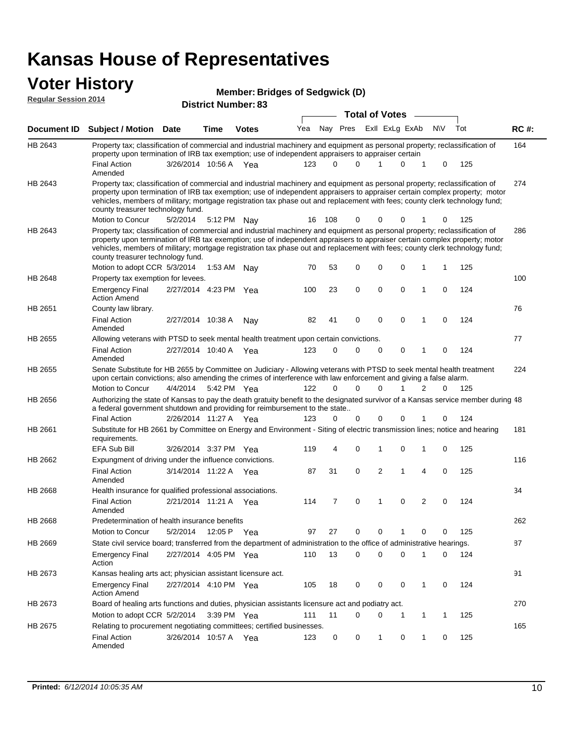# Kansas House of Representatives

## Voter History

**Regular Session 2014**

**Member: Bridges of Sedgwick (D)**

**District Number: 83**

| Document ID | Subject / Motion | Date | Time | Votes | Yea | Nay | Pres | ExII | ExLg | ExAb | N\V | Tot | RC #: |
|---|---|---|---|---|---|---|---|---|---|---|---|---|---|
| HB 2643 | Property tax; classification of commercial and industrial machinery and equipment as personal property; reclassification of property upon termination of IRB tax exemption; use of independent appraisers to appraiser certain | | | | | | | | | | | | 164 |
| | Final Action Amended | 3/26/2014 | 10:56 A | Yea | 123 | 0 | 0 | 1 | 0 | 1 | 0 | 125 | |
| HB 2643 | Property tax; classification of commercial and industrial machinery and equipment as personal property; reclassification of property upon termination of IRB tax exemption; use of independent appraisers to appraiser certain complex property; motor vehicles, members of military; mortgage registration tax phase out and replacement with fees; county clerk technology fund; county treasurer technology fund. | | | | | | | | | | | | 274 |
| | Motion to Concur | 5/2/2014 | 5:12 PM | Nay | 16 | 108 | 0 | 0 | 0 | 1 | 0 | 125 | |
| HB 2643 | Property tax; classification of commercial and industrial machinery and equipment as personal property; reclassification of property upon termination of IRB tax exemption; use of independent appraisers to appraiser certain complex property; motor vehicles, members of military; mortgage registration tax phase out and replacement with fees; county clerk technology fund; county treasurer technology fund. | | | | | | | | | | | | 286 |
| | Motion to adopt CCR | 5/3/2014 | 1:53 AM | Nay | 70 | 53 | 0 | 0 | 0 | 1 | 1 | 125 | |
| HB 2648 | Property tax exemption for levees. | | | | | | | | | | | | 100 |
| | Emergency Final Action Amend | 2/27/2014 | 4:23 PM | Yea | 100 | 23 | 0 | 0 | 0 | 1 | 0 | 124 | |
| HB 2651 | County law library. | | | | | | | | | | | | 76 |
| | Final Action Amended | 2/27/2014 | 10:38 A | Nay | 82 | 41 | 0 | 0 | 0 | 1 | 0 | 124 | |
| HB 2655 | Allowing veterans with PTSD to seek mental health treatment upon certain convictions. | | | | | | | | | | | | 77 |
| | Final Action Amended | 2/27/2014 | 10:40 A | Yea | 123 | 0 | 0 | 0 | 0 | 1 | 0 | 124 | |
| HB 2655 | Senate Substitute for HB 2655 by Committee on Judiciary - Allowing veterans with PTSD to seek mental health treatment upon certain convictions; also amending the crimes of interference with law enforcement and giving a false alarm. | | | | | | | | | | | | 224 |
| | Motion to Concur | 4/4/2014 | 5:42 PM | Yea | 122 | 0 | 0 | 0 | 1 | 2 | 0 | 125 | |
| HB 2656 | Authorizing the state of Kansas to pay the death gratuity benefit to the designated survivor of a Kansas service member during a federal government shutdown and providing for reimbursement to the state.. | | | | | | | | | | | | 48 |
| | Final Action | 2/26/2014 | 11:27 A | Yea | 123 | 0 | 0 | 0 | 0 | 1 | 0 | 124 | |
| HB 2661 | Substitute for HB 2661 by Committee on Energy and Environment - Siting of electric transmission lines; notice and hearing requirements. | | | | | | | | | | | | 181 |
| | EFA Sub Bill | 3/26/2014 | 3:37 PM | Yea | 119 | 4 | 0 | 1 | 0 | 1 | 0 | 125 | |
| HB 2662 | Expungment of driving under the influence convictions. | | | | | | | | | | | | 116 |
| | Final Action Amended | 3/14/2014 | 11:22 A | Yea | 87 | 31 | 0 | 2 | 1 | 4 | 0 | 125 | |
| HB 2668 | Health insurance for qualified professional associations. | | | | | | | | | | | | 34 |
| | Final Action Amended | 2/21/2014 | 11:21 A | Yea | 114 | 7 | 0 | 1 | 0 | 2 | 0 | 124 | |
| HB 2668 | Predetermination of health insurance benefits | | | | | | | | | | | | 262 |
| | Motion to Concur | 5/2/2014 | 12:05 P | Yea | 97 | 27 | 0 | 0 | 1 | 0 | 0 | 125 | |
| HB 2669 | State civil service board; transferred from the department of administration to the office of administrative hearings. | | | | | | | | | | | | 87 |
| | Emergency Final Action | 2/27/2014 | 4:05 PM | Yea | 110 | 13 | 0 | 0 | 0 | 1 | 0 | 124 | |
| HB 2673 | Kansas healing arts act; physician assistant licensure act. | | | | | | | | | | | | 91 |
| | Emergency Final Action Amend | 2/27/2014 | 4:10 PM | Yea | 105 | 18 | 0 | 0 | 0 | 1 | 0 | 124 | |
| HB 2673 | Board of healing arts functions and duties, physician assistants licensure act and podiatry act. | | | | | | | | | | | | 270 |
| | Motion to adopt CCR | 5/2/2014 | 3:39 PM | Yea | 111 | 11 | 0 | 0 | 1 | 1 | 1 | 125 | |
| HB 2675 | Relating to procurement negotiating committees; certified businesses. | | | | | | | | | | | | 165 |
| | Final Action Amended | 3/26/2014 | 10:57 A | Yea | 123 | 0 | 0 | 1 | 0 | 1 | 0 | 125 | |

**Printed:** *6/12/2014 10:05:35 AM*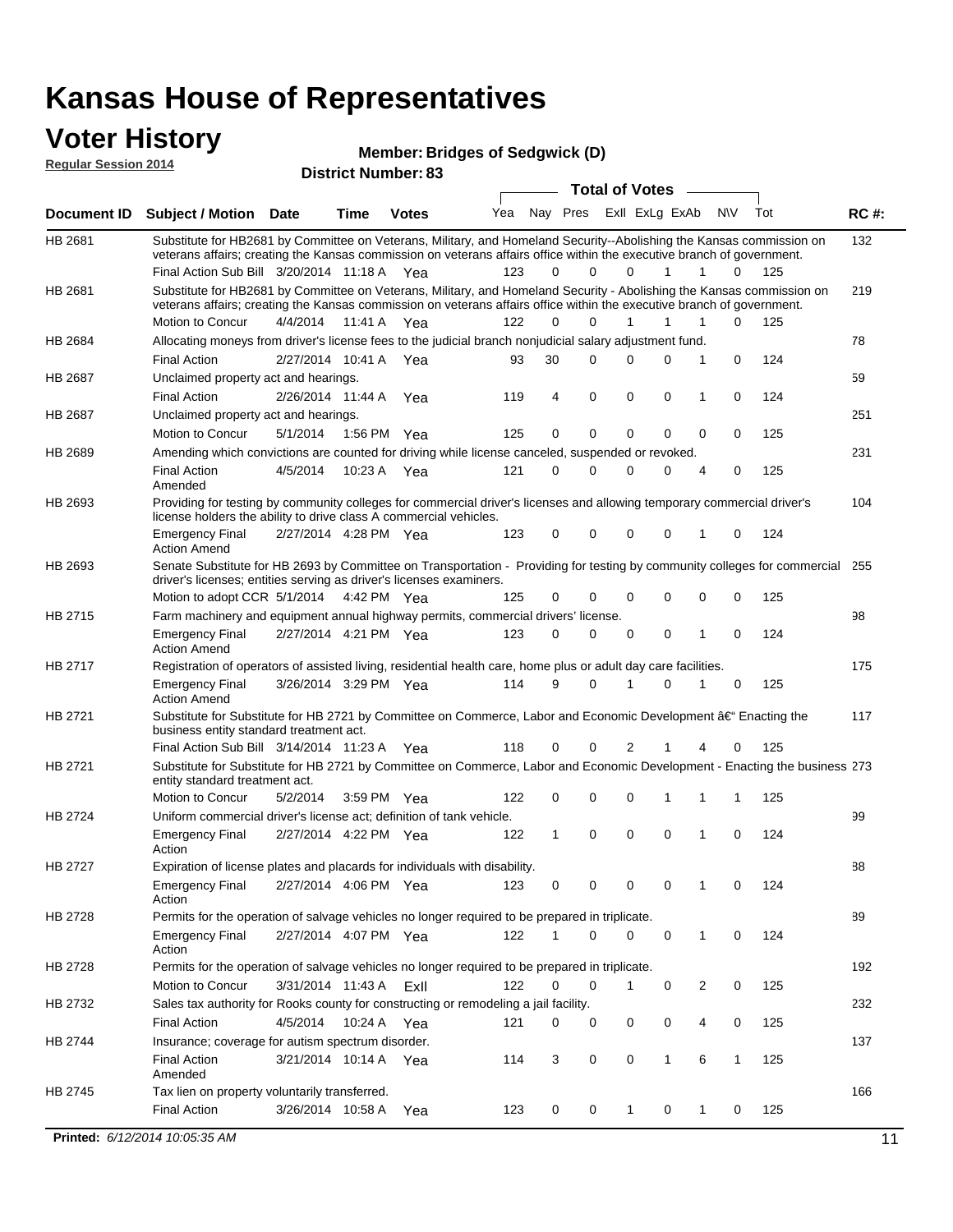# Kansas House of Representatives

## Voter History

**Regular Session 2014**

**Member: Bridges of Sedgwick (D)**

**District Number: 83**

| Document ID | Subject / Motion | Date | Time | Votes | Yea | Nay | Pres | ExII | ExLg | ExAb | N\V | Tot | RC #: |
|---|---|---|---|---|---|---|---|---|---|---|---|---|---|
| HB 2681 | Substitute for HB2681 by Committee on Veterans, Military, and Homeland Security--Abolishing the Kansas commission on veterans affairs; creating the Kansas commission on veterans affairs office within the executive branch of government. | | | | | | | | | | | | 132 |
| | Final Action Sub Bill | 3/20/2014 | 11:18 A | Yea | 123 | 0 | 0 | 0 | 1 | 1 | 0 | 125 | |
| HB 2681 | Substitute for HB2681 by Committee on Veterans, Military, and Homeland Security - Abolishing the Kansas commission on veterans affairs; creating the Kansas commission on veterans affairs office within the executive branch of government. | | | | | | | | | | | | 219 |
| | Motion to Concur | 4/4/2014 | 11:41 A | Yea | 122 | 0 | 0 | 1 | 1 | 1 | 0 | 125 | |
| HB 2684 | Allocating moneys from driver's license fees to the judicial branch nonjudicial salary adjustment fund. | | | | | | | | | | | | 78 |
| | Final Action | 2/27/2014 | 10:41 A | Yea | 93 | 30 | 0 | 0 | 0 | 1 | 0 | 124 | |
| HB 2687 | Unclaimed property act and hearings. | | | | | | | | | | | | 59 |
| | Final Action | 2/26/2014 | 11:44 A | Yea | 119 | 4 | 0 | 0 | 0 | 1 | 0 | 124 | |
| HB 2687 | Unclaimed property act and hearings. | | | | | | | | | | | | 251 |
| | Motion to Concur | 5/1/2014 | 1:56 PM | Yea | 125 | 0 | 0 | 0 | 0 | 0 | 0 | 125 | |
| HB 2689 | Amending which convictions are counted for driving while license canceled, suspended or revoked. | | | | | | | | | | | | 231 |
| | Final Action Amended | 4/5/2014 | 10:23 A | Yea | 121 | 0 | 0 | 0 | 0 | 4 | 0 | 125 | |
| HB 2693 | Providing for testing by community colleges for commercial driver's licenses and allowing temporary commercial driver's license holders the ability to drive class A commercial vehicles. | | | | | | | | | | | | 104 |
| | Emergency Final Action Amend | 2/27/2014 | 4:28 PM | Yea | 123 | 0 | 0 | 0 | 0 | 1 | 0 | 124 | |
| HB 2693 | Senate Substitute for HB 2693 by Committee on Transportation - Providing for testing by community colleges for commercial driver's licenses; entities serving as driver's licenses examiners. | | | | | | | | | | | | 255 |
| | Motion to adopt CCR | 5/1/2014 | 4:42 PM | Yea | 125 | 0 | 0 | 0 | 0 | 0 | 0 | 125 | |
| HB 2715 | Farm machinery and equipment annual highway permits, commercial drivers' license. | | | | | | | | | | | | 98 |
| | Emergency Final Action Amend | 2/27/2014 | 4:21 PM | Yea | 123 | 0 | 0 | 0 | 0 | 1 | 0 | 124 | |
| HB 2717 | Registration of operators of assisted living, residential health care, home plus or adult day care facilities. | | | | | | | | | | | | 175 |
| | Emergency Final Action Amend | 3/26/2014 | 3:29 PM | Yea | 114 | 9 | 0 | 1 | 0 | 1 | 0 | 125 | |
| HB 2721 | Substitute for Substitute for HB 2721 by Committee on Commerce, Labor and Economic Development â€" Enacting the business entity standard treatment act. | | | | | | | | | | | | 117 |
| | Final Action Sub Bill | 3/14/2014 | 11:23 A | Yea | 118 | 0 | 0 | 2 | 1 | 4 | 0 | 125 | |
| HB 2721 | Substitute for Substitute for HB 2721 by Committee on Commerce, Labor and Economic Development - Enacting the business entity standard treatment act. | | | | | | | | | | | | 273 |
| | Motion to Concur | 5/2/2014 | 3:59 PM | Yea | 122 | 0 | 0 | 0 | 1 | 1 | 1 | 125 | |
| HB 2724 | Uniform commercial driver's license act; definition of tank vehicle. | | | | | | | | | | | | 99 |
| | Emergency Final Action | 2/27/2014 | 4:22 PM | Yea | 122 | 1 | 0 | 0 | 0 | 1 | 0 | 124 | |
| HB 2727 | Expiration of license plates and placards for individuals with disability. | | | | | | | | | | | | 88 |
| | Emergency Final Action | 2/27/2014 | 4:06 PM | Yea | 123 | 0 | 0 | 0 | 0 | 1 | 0 | 124 | |
| HB 2728 | Permits for the operation of salvage vehicles no longer required to be prepared in triplicate. | | | | | | | | | | | | 89 |
| | Emergency Final Action | 2/27/2014 | 4:07 PM | Yea | 122 | 1 | 0 | 0 | 0 | 1 | 0 | 124 | |
| HB 2728 | Permits for the operation of salvage vehicles no longer required to be prepared in triplicate. | | | | | | | | | | | | 192 |
| | Motion to Concur | 3/31/2014 | 11:43 A | ExII | 122 | 0 | 0 | 1 | 0 | 2 | 0 | 125 | |
| HB 2732 | Sales tax authority for Rooks county for constructing or remodeling a jail facility. | | | | | | | | | | | | 232 |
| | Final Action | 4/5/2014 | 10:24 A | Yea | 121 | 0 | 0 | 0 | 0 | 4 | 0 | 125 | |
| HB 2744 | Insurance; coverage for autism spectrum disorder. | | | | | | | | | | | | 137 |
| | Final Action Amended | 3/21/2014 | 10:14 A | Yea | 114 | 3 | 0 | 0 | 1 | 6 | 1 | 125 | |
| HB 2745 | Tax lien on property voluntarily transferred. | | | | | | | | | | | | 166 |
| | Final Action | 3/26/2014 | 10:58 A | Yea | 123 | 0 | 0 | 1 | 0 | 1 | 0 | 125 | |

**Printed:** *6/12/2014 10:05:35 AM*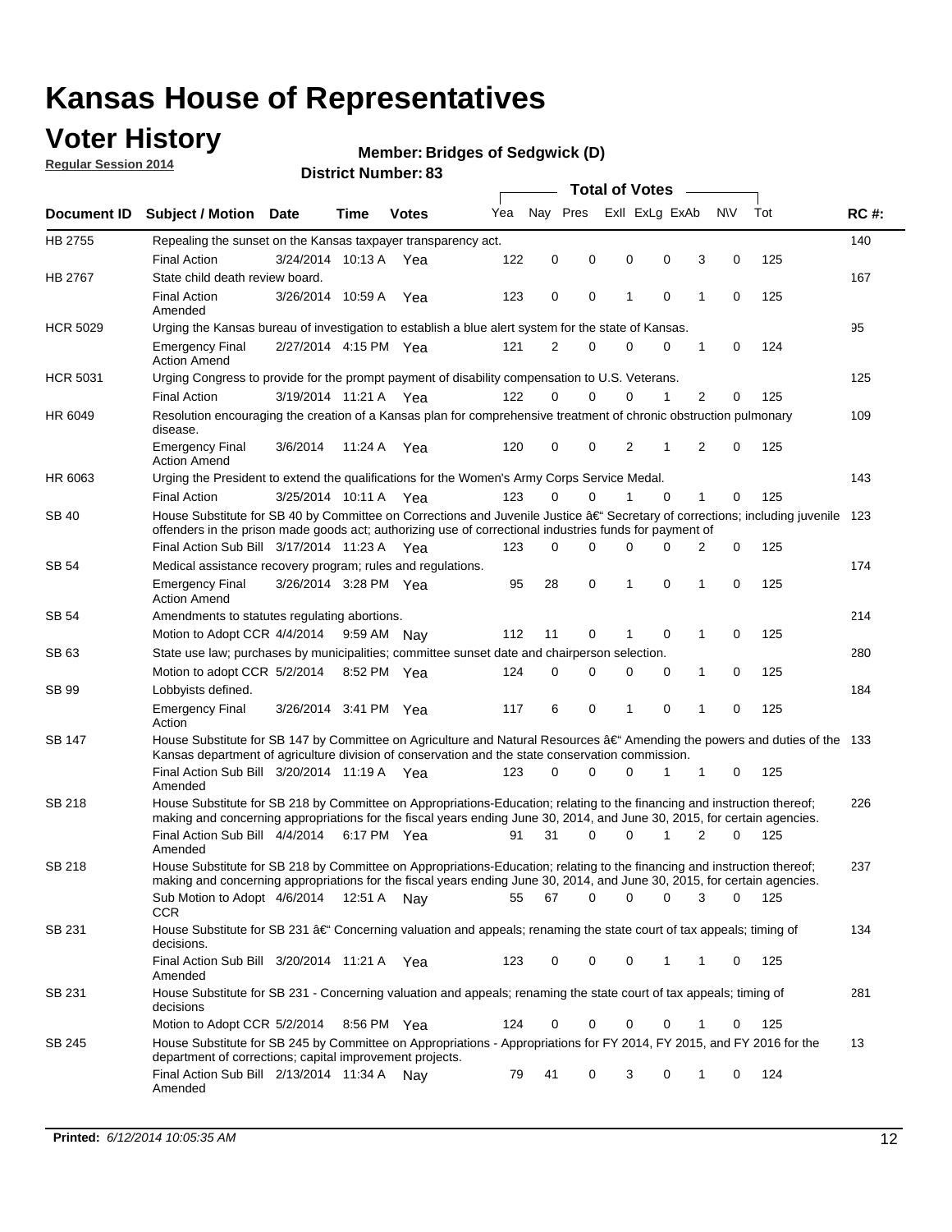# Kansas House of Representatives

## Voter History

**Regular Session 2014**

**Member: Bridges of Sedgwick (D)**

**District Number: 83**

| Document ID | Subject / Motion | Date | Time | Votes | Yea | Nay | Pres | ExII | ExLg | ExAb | N\V | Tot | RC #: |
|---|---|---|---|---|---|---|---|---|---|---|---|---|---|
| HB 2755 | Repealing the sunset on the Kansas taxpayer transparency act. | | | | | | | | | | | | 140 |
| | Final Action | 3/24/2014 | 10:13 A | Yea | 122 | 0 | 0 | 0 | 0 | 3 | 0 | 125 | |
| HB 2767 | State child death review board. | | | | | | | | | | | | 167 |
| | Final Action Amended | 3/26/2014 | 10:59 A | Yea | 123 | 0 | 0 | 1 | 0 | 1 | 0 | 125 | |
| HCR 5029 | Urging the Kansas bureau of investigation to establish a blue alert system for the state of Kansas. | | | | | | | | | | | | 95 |
| | Emergency Final Action Amend | 2/27/2014 | 4:15 PM | Yea | 121 | 2 | 0 | 0 | 0 | 1 | 0 | 124 | |
| HCR 5031 | Urging Congress to provide for the prompt payment of disability compensation to U.S. Veterans. | | | | | | | | | | | | 125 |
| | Final Action | 3/19/2014 | 11:21 A | Yea | 122 | 0 | 0 | 0 | 1 | 2 | 0 | 125 | |
| HR 6049 | Resolution encouraging the creation of a Kansas plan for comprehensive treatment of chronic obstruction pulmonary disease. | | | | | | | | | | | | 109 |
| | Emergency Final Action Amend | 3/6/2014 | 11:24 A | Yea | 120 | 0 | 0 | 2 | 1 | 2 | 0 | 125 | |
| HR 6063 | Urging the President to extend the qualifications for the Women's Army Corps Service Medal. | | | | | | | | | | | | 143 |
| | Final Action | 3/25/2014 | 10:11 A | Yea | 123 | 0 | 0 | 1 | 0 | 1 | 0 | 125 | |
| SB 40 | House Substitute for SB 40 by Committee on Corrections and Juvenile Justice â€" Secretary of corrections; including juvenile offenders in the prison made goods act; authorizing use of correctional industries funds for payment of | | | | | | | | | | | | 123 |
| | Final Action Sub Bill | 3/17/2014 | 11:23 A | Yea | 123 | 0 | 0 | 0 | 0 | 2 | 0 | 125 | |
| SB 54 | Medical assistance recovery program; rules and regulations. | | | | | | | | | | | | 174 |
| | Emergency Final Action Amend | 3/26/2014 | 3:28 PM | Yea | 95 | 28 | 0 | 1 | 0 | 1 | 0 | 125 | |
| SB 54 | Amendments to statutes regulating abortions. | | | | | | | | | | | | 214 |
| | Motion to Adopt CCR | 4/4/2014 | 9:59 AM | Nay | 112 | 11 | 0 | 1 | 0 | 1 | 0 | 125 | |
| SB 63 | State use law; purchases by municipalities; committee sunset date and chairperson selection. | | | | | | | | | | | | 280 |
| | Motion to adopt CCR | 5/2/2014 | 8:52 PM | Yea | 124 | 0 | 0 | 0 | 0 | 1 | 0 | 125 | |
| SB 99 | Lobbyists defined. | | | | | | | | | | | | 184 |
| | Emergency Final Action | 3/26/2014 | 3:41 PM | Yea | 117 | 6 | 0 | 1 | 0 | 1 | 0 | 125 | |
| SB 147 | House Substitute for SB 147 by Committee on Agriculture and Natural Resources â€" Amending the powers and duties of the Kansas department of agriculture division of conservation and the state conservation commission. | | | | | | | | | | | | 133 |
| | Final Action Sub Bill Amended | 3/20/2014 | 11:19 A | Yea | 123 | 0 | 0 | 0 | 1 | 1 | 0 | 125 | |
| SB 218 | House Substitute for SB 218 by Committee on Appropriations-Education; relating to the financing and instruction thereof; making and concerning appropriations for the fiscal years ending June 30, 2014, and June 30, 2015, for certain agencies. | | | | | | | | | | | | 226 |
| | Final Action Sub Bill Amended | 4/4/2014 | 6:17 PM | Yea | 91 | 31 | 0 | 0 | 1 | 2 | 0 | 125 | |
| SB 218 | House Substitute for SB 218 by Committee on Appropriations-Education; relating to the financing and instruction thereof; making and concerning appropriations for the fiscal years ending June 30, 2014, and June 30, 2015, for certain agencies. | | | | | | | | | | | | 237 |
| | Sub Motion to Adopt CCR | 4/6/2014 | 12:51 A | Nay | 55 | 67 | 0 | 0 | 0 | 3 | 0 | 125 | |
| SB 231 | House Substitute for SB 231 â€" Concerning valuation and appeals; renaming the state court of tax appeals; timing of decisions. | | | | | | | | | | | | 134 |
| | Final Action Sub Bill Amended | 3/20/2014 | 11:21 A | Yea | 123 | 0 | 0 | 0 | 1 | 1 | 0 | 125 | |
| SB 231 | House Substitute for SB 231 - Concerning valuation and appeals; renaming the state court of tax appeals; timing of decisions | | | | | | | | | | | | 281 |
| | Motion to Adopt CCR | 5/2/2014 | 8:56 PM | Yea | 124 | 0 | 0 | 0 | 0 | 1 | 0 | 125 | |
| SB 245 | House Substitute for SB 245 by Committee on Appropriations - Appropriations for FY 2014, FY 2015, and FY 2016 for the department of corrections; capital improvement projects. | | | | | | | | | | | | 13 |
| | Final Action Sub Bill Amended | 2/13/2014 | 11:34 A | Nay | 79 | 41 | 0 | 3 | 0 | 1 | 0 | 124 | |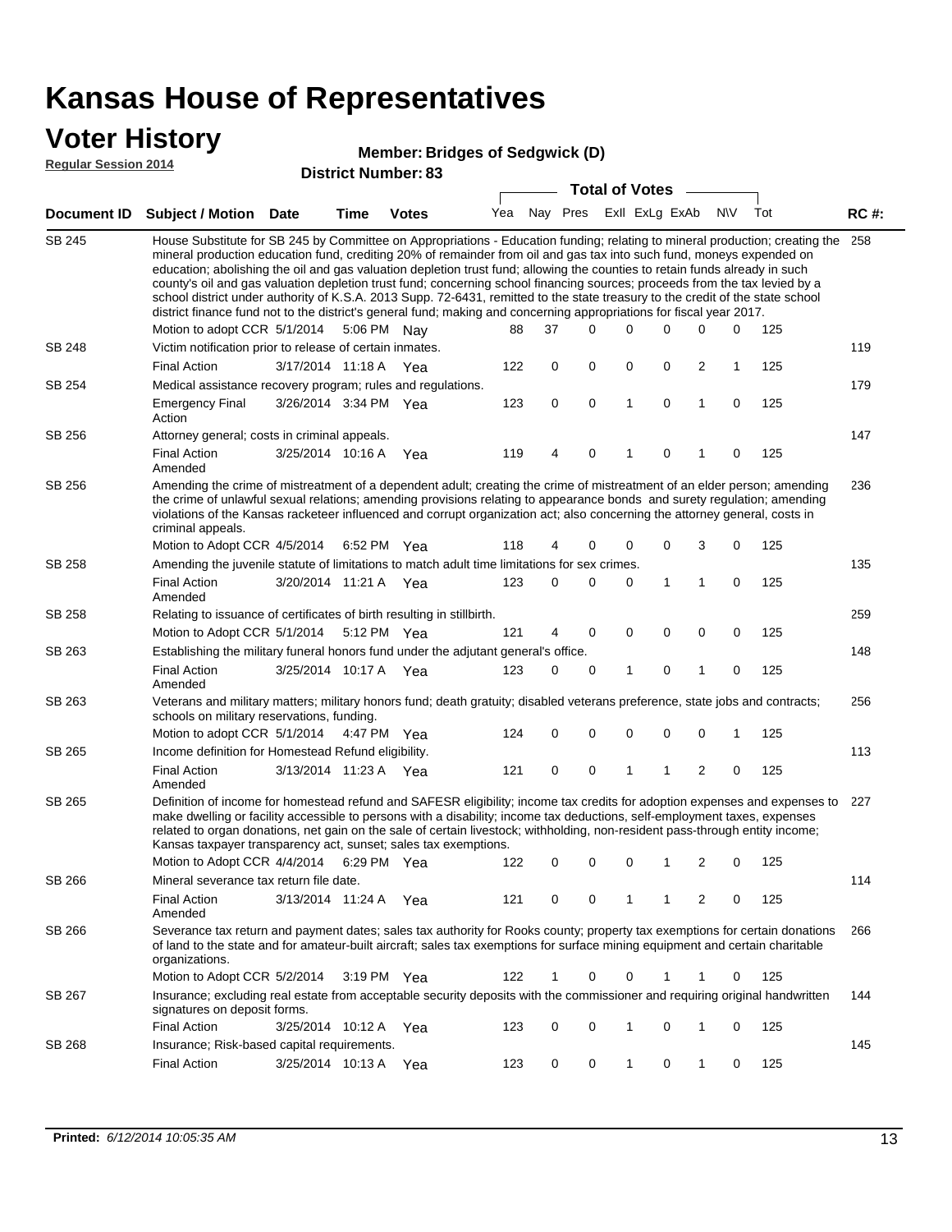# Kansas House of Representatives

## Voter History

**Regular Session 2014**

**Member: Bridges of Sedgwick (D)**

**District Number: 83**

| Document ID | Subject / Motion | Date | Time | Votes | Yea | Nay | Pres | ExII | ExLg | ExAb | N\V | Tot | RC #: |
|---|---|---|---|---|---|---|---|---|---|---|---|---|---|
| SB 245 | House Substitute for SB 245 by Committee on Appropriations - Education funding; relating to mineral production; creating the mineral production education fund, crediting 20% of remainder from oil and gas tax into such fund, moneys expended on education; abolishing the oil and gas valuation depletion trust fund; allowing the counties to retain funds already in such county's oil and gas valuation depletion trust fund; concerning school financing sources; proceeds from the tax levied by a school district under authority of K.S.A. 2013 Supp. 72-6431, remitted to the state treasury to the credit of the state school district finance fund not to the district's general fund; making and concerning appropriations for fiscal year 2017. | | | | | | | | | | | | 258 |
| | Motion to adopt CCR | 5/1/2014 | 5:06 PM | Nay | 88 | 37 | 0 | 0 | 0 | 0 | 0 | 125 | |
| SB 248 | Victim notification prior to release of certain inmates. | | | | | | | | | | | | 119 |
| | Final Action | 3/17/2014 | 11:18 A | Yea | 122 | 0 | 0 | 0 | 0 | 2 | 1 | 125 | |
| SB 254 | Medical assistance recovery program; rules and regulations. | | | | | | | | | | | | 179 |
| | Emergency Final Action | 3/26/2014 | 3:34 PM | Yea | 123 | 0 | 0 | 1 | 0 | 1 | 0 | 125 | |
| SB 256 | Attorney general; costs in criminal appeals. | | | | | | | | | | | | 147 |
| | Final Action Amended | 3/25/2014 | 10:16 A | Yea | 119 | 4 | 0 | 1 | 0 | 1 | 0 | 125 | |
| SB 256 | Amending the crime of mistreatment of a dependent adult; creating the crime of mistreatment of an elder person; amending the crime of unlawful sexual relations; amending provisions relating to appearance bonds and surety regulation; amending violations of the Kansas racketeer influenced and corrupt organization act; also concerning the attorney general, costs in criminal appeals. | | | | | | | | | | | | 236 |
| | Motion to Adopt CCR | 4/5/2014 | 6:52 PM | Yea | 118 | 4 | 0 | 0 | 0 | 3 | 0 | 125 | |
| SB 258 | Amending the juvenile statute of limitations to match adult time limitations for sex crimes. | | | | | | | | | | | | 135 |
| | Final Action Amended | 3/20/2014 | 11:21 A | Yea | 123 | 0 | 0 | 0 | 1 | 1 | 0 | 125 | |
| SB 258 | Relating to issuance of certificates of birth resulting in stillbirth. | | | | | | | | | | | | 259 |
| | Motion to Adopt CCR | 5/1/2014 | 5:12 PM | Yea | 121 | 4 | 0 | 0 | 0 | 0 | 0 | 125 | |
| SB 263 | Establishing the military funeral honors fund under the adjutant general's office. | | | | | | | | | | | | 148 |
| | Final Action Amended | 3/25/2014 | 10:17 A | Yea | 123 | 0 | 0 | 1 | 0 | 1 | 0 | 125 | |
| SB 263 | Veterans and military matters; military honors fund; death gratuity; disabled veterans preference, state jobs and contracts; schools on military reservations, funding. | | | | | | | | | | | | 256 |
| | Motion to adopt CCR | 5/1/2014 | 4:47 PM | Yea | 124 | 0 | 0 | 0 | 0 | 0 | 1 | 125 | |
| SB 265 | Income definition for Homestead Refund eligibility. | | | | | | | | | | | | 113 |
| | Final Action Amended | 3/13/2014 | 11:23 A | Yea | 121 | 0 | 0 | 1 | 1 | 2 | 0 | 125 | |
| SB 265 | Definition of income for homestead refund and SAFESR eligibility; income tax credits for adoption expenses and expenses to make dwelling or facility accessible to persons with a disability; income tax deductions, self-employment taxes, expenses related to organ donations, net gain on the sale of certain livestock; withholding, non-resident pass-through entity income; Kansas taxpayer transparency act, sunset; sales tax exemptions. | | | | | | | | | | | | 227 |
| | Motion to Adopt CCR | 4/4/2014 | 6:29 PM | Yea | 122 | 0 | 0 | 0 | 1 | 2 | 0 | 125 | |
| SB 266 | Mineral severance tax return file date. | | | | | | | | | | | | 114 |
| | Final Action Amended | 3/13/2014 | 11:24 A | Yea | 121 | 0 | 0 | 1 | 1 | 2 | 0 | 125 | |
| SB 266 | Severance tax return and payment dates; sales tax authority for Rooks county; property tax exemptions for certain donations of land to the state and for amateur-built aircraft; sales tax exemptions for surface mining equipment and certain charitable organizations. | | | | | | | | | | | | 266 |
| | Motion to Adopt CCR | 5/2/2014 | 3:19 PM | Yea | 122 | 1 | 0 | 0 | 1 | 1 | 0 | 125 | |
| SB 267 | Insurance; excluding real estate from acceptable security deposits with the commissioner and requiring original handwritten signatures on deposit forms. | | | | | | | | | | | | 144 |
| | Final Action | 3/25/2014 | 10:12 A | Yea | 123 | 0 | 0 | 1 | 0 | 1 | 0 | 125 | |
| SB 268 | Insurance; Risk-based capital requirements. | | | | | | | | | | | | 145 |
| | Final Action | 3/25/2014 | 10:13 A | Yea | 123 | 0 | 0 | 1 | 0 | 1 | 0 | 125 | |

**Printed:** *6/12/2014 10:05:35 AM*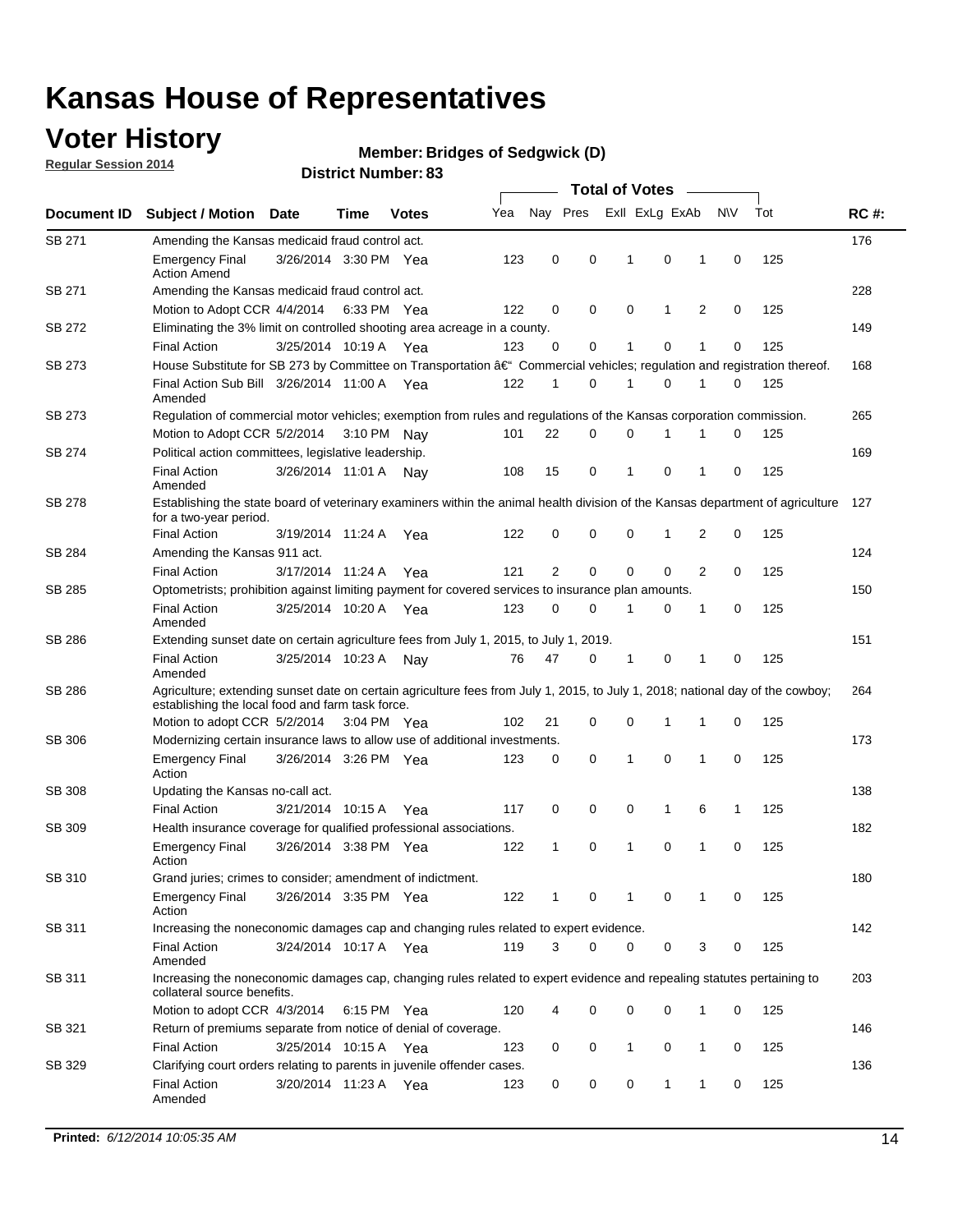# Kansas House of Representatives

## Voter History

**Regular Session 2014**

**Member: Bridges of Sedgwick (D)**

**District Number: 83**

| Document ID | Subject / Motion | Date | Time | Votes | Yea | Nay | Pres | ExII | ExLg | ExAb | N\V | Tot | RC #: |
|---|---|---|---|---|---|---|---|---|---|---|---|---|---|
| SB 271 | Amending the Kansas medicaid fraud control act. | | | | | | | | | | | | 176 |
| | Emergency Final Action Amend | 3/26/2014 | 3:30 PM | Yea | 123 | 0 | 0 | 1 | 0 | 1 | 0 | 125 | |
| SB 271 | Amending the Kansas medicaid fraud control act. | | | | | | | | | | | | 228 |
| | Motion to Adopt CCR | 4/4/2014 | 6:33 PM | Yea | 122 | 0 | 0 | 0 | 1 | 2 | 0 | 125 | |
| SB 272 | Eliminating the 3% limit on controlled shooting area acreage in a county. | | | | | | | | | | | | 149 |
| | Final Action | 3/25/2014 | 10:19 A | Yea | 123 | 0 | 0 | 1 | 0 | 1 | 0 | 125 | |
| SB 273 | House Substitute for SB 273 by Committee on Transportation â€" Commercial vehicles; regulation and registration thereof. | | | | | | | | | | | | 168 |
| | Final Action Sub Bill Amended | 3/26/2014 | 11:00 A | Yea | 122 | 1 | 0 | 1 | 0 | 1 | 0 | 125 | |
| SB 273 | Regulation of commercial motor vehicles; exemption from rules and regulations of the Kansas corporation commission. | | | | | | | | | | | | 265 |
| | Motion to Adopt CCR | 5/2/2014 | 3:10 PM | Nay | 101 | 22 | 0 | 0 | 1 | 1 | 0 | 125 | |
| SB 274 | Political action committees, legislative leadership. | | | | | | | | | | | | 169 |
| | Final Action Amended | 3/26/2014 | 11:01 A | Nay | 108 | 15 | 0 | 1 | 0 | 1 | 0 | 125 | |
| SB 278 | Establishing the state board of veterinary examiners within the animal health division of the Kansas department of agriculture for a two-year period. | | | | | | | | | | | | 127 |
| | Final Action | 3/19/2014 | 11:24 A | Yea | 122 | 0 | 0 | 0 | 1 | 2 | 0 | 125 | |
| SB 284 | Amending the Kansas 911 act. | | | | | | | | | | | | 124 |
| | Final Action | 3/17/2014 | 11:24 A | Yea | 121 | 2 | 0 | 0 | 0 | 2 | 0 | 125 | |
| SB 285 | Optometrists; prohibition against limiting payment for covered services to insurance plan amounts. | | | | | | | | | | | | 150 |
| | Final Action Amended | 3/25/2014 | 10:20 A | Yea | 123 | 0 | 0 | 1 | 0 | 1 | 0 | 125 | |
| SB 286 | Extending sunset date on certain agriculture fees from July 1, 2015, to July 1, 2019. | | | | | | | | | | | | 151 |
| | Final Action Amended | 3/25/2014 | 10:23 A | Nay | 76 | 47 | 0 | 1 | 0 | 1 | 0 | 125 | |
| SB 286 | Agriculture; extending sunset date on certain agriculture fees from July 1, 2015, to July 1, 2018; national day of the cowboy; establishing the local food and farm task force. | | | | | | | | | | | | 264 |
| | Motion to adopt CCR | 5/2/2014 | 3:04 PM | Yea | 102 | 21 | 0 | 0 | 1 | 1 | 0 | 125 | |
| SB 306 | Modernizing certain insurance laws to allow use of additional investments. | | | | | | | | | | | | 173 |
| | Emergency Final Action | 3/26/2014 | 3:26 PM | Yea | 123 | 0 | 0 | 1 | 0 | 1 | 0 | 125 | |
| SB 308 | Updating the Kansas no-call act. | | | | | | | | | | | | 138 |
| | Final Action | 3/21/2014 | 10:15 A | Yea | 117 | 0 | 0 | 0 | 1 | 6 | 1 | 125 | |
| SB 309 | Health insurance coverage for qualified professional associations. | | | | | | | | | | | | 182 |
| | Emergency Final Action | 3/26/2014 | 3:38 PM | Yea | 122 | 1 | 0 | 1 | 0 | 1 | 0 | 125 | |
| SB 310 | Grand juries; crimes to consider; amendment of indictment. | | | | | | | | | | | | 180 |
| | Emergency Final Action | 3/26/2014 | 3:35 PM | Yea | 122 | 1 | 0 | 1 | 0 | 1 | 0 | 125 | |
| SB 311 | Increasing the noneconomic damages cap and changing rules related to expert evidence. | | | | | | | | | | | | 142 |
| | Final Action Amended | 3/24/2014 | 10:17 A | Yea | 119 | 3 | 0 | 0 | 0 | 3 | 0 | 125 | |
| SB 311 | Increasing the noneconomic damages cap, changing rules related to expert evidence and repealing statutes pertaining to collateral source benefits. | | | | | | | | | | | | 203 |
| | Motion to adopt CCR | 4/3/2014 | 6:15 PM | Yea | 120 | 4 | 0 | 0 | 0 | 1 | 0 | 125 | |
| SB 321 | Return of premiums separate from notice of denial of coverage. | | | | | | | | | | | | 146 |
| | Final Action | 3/25/2014 | 10:15 A | Yea | 123 | 0 | 0 | 1 | 0 | 1 | 0 | 125 | |
| SB 329 | Clarifying court orders relating to parents in juvenile offender cases. | | | | | | | | | | | | 136 |
| | Final Action Amended | 3/20/2014 | 11:23 A | Yea | 123 | 0 | 0 | 0 | 1 | 1 | 0 | 125 | |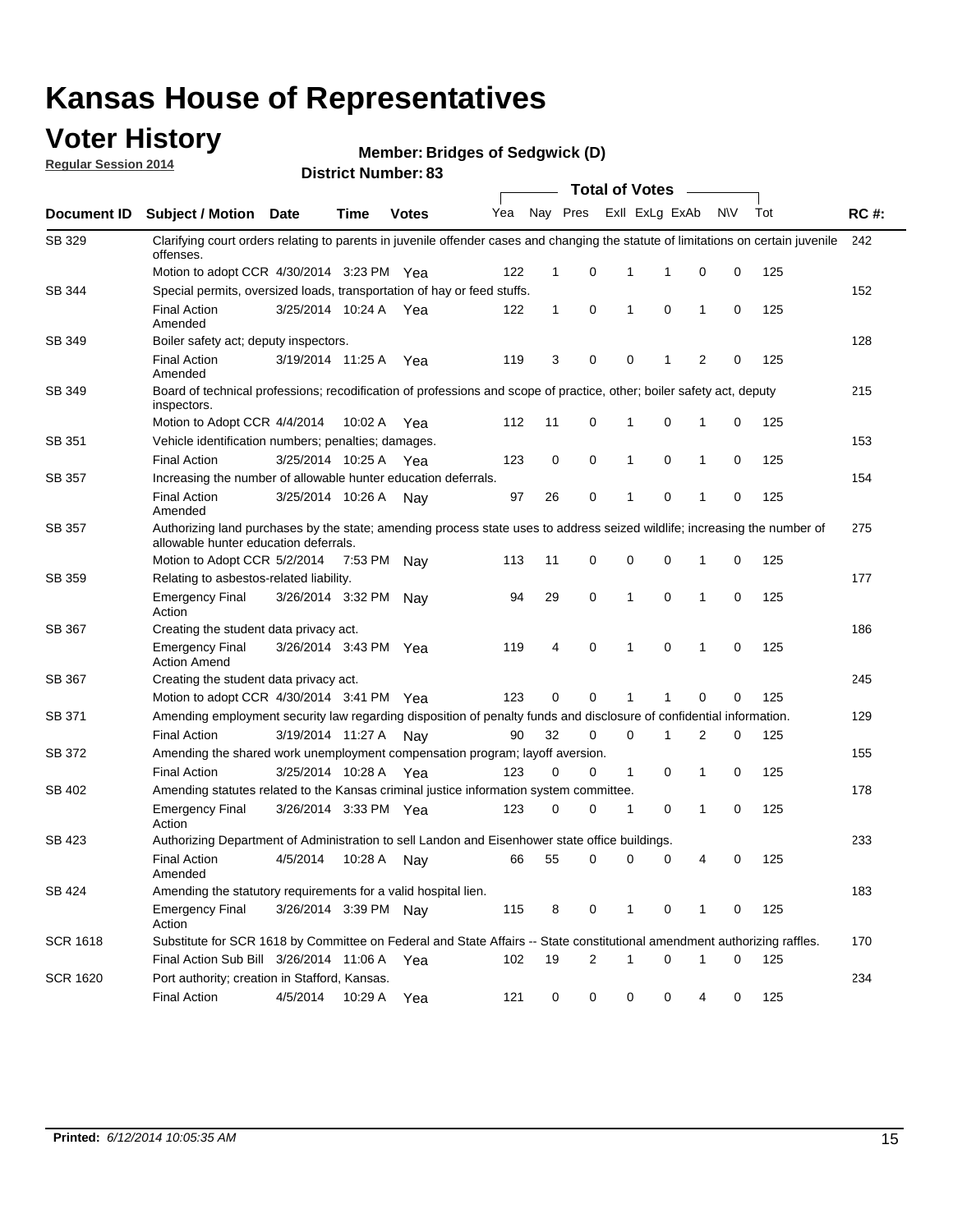# Kansas House of Representatives

## Voter History

**Regular Session 2014**

**Member: Bridges of Sedgwick (D)**

**District Number: 83**

| Document ID | Subject / Motion | Date | Time | Votes | Yea | Nay | Pres | ExII | ExLg | ExAb | N\V | Tot | RC #: |
|---|---|---|---|---|---|---|---|---|---|---|---|---|---|
| SB 329 | Clarifying court orders relating to parents in juvenile offender cases and changing the statute of limitations on certain juvenile offenses. | | | | | | | | | | | | 242 |
| | Motion to adopt CCR | 4/30/2014 | 3:23 PM | Yea | 122 | 1 | 0 | 1 | 1 | 0 | 0 | 125 | |
| SB 344 | Special permits, oversized loads, transportation of hay or feed stuffs. | | | | | | | | | | | | 152 |
| | Final Action Amended | 3/25/2014 | 10:24 A | Yea | 122 | 1 | 0 | 1 | 0 | 1 | 0 | 125 | |
| SB 349 | Boiler safety act; deputy inspectors. | | | | | | | | | | | | 128 |
| | Final Action Amended | 3/19/2014 | 11:25 A | Yea | 119 | 3 | 0 | 0 | 1 | 2 | 0 | 125 | |
| SB 349 | Board of technical professions; recodification of professions and scope of practice, other; boiler safety act, deputy inspectors. | | | | | | | | | | | | 215 |
| | Motion to Adopt CCR | 4/4/2014 | 10:02 A | Yea | 112 | 11 | 0 | 1 | 0 | 1 | 0 | 125 | |
| SB 351 | Vehicle identification numbers; penalties; damages. | | | | | | | | | | | | 153 |
| | Final Action | 3/25/2014 | 10:25 A | Yea | 123 | 0 | 0 | 1 | 0 | 1 | 0 | 125 | |
| SB 357 | Increasing the number of allowable hunter education deferrals. | | | | | | | | | | | | 154 |
| | Final Action Amended | 3/25/2014 | 10:26 A | Nay | 97 | 26 | 0 | 1 | 0 | 1 | 0 | 125 | |
| SB 357 | Authorizing land purchases by the state; amending process state uses to address seized wildlife; increasing the number of allowable hunter education deferrals. | | | | | | | | | | | | 275 |
| | Motion to Adopt CCR | 5/2/2014 | 7:53 PM | Nay | 113 | 11 | 0 | 0 | 0 | 1 | 0 | 125 | |
| SB 359 | Relating to asbestos-related liability. | | | | | | | | | | | | 177 |
| | Emergency Final Action | 3/26/2014 | 3:32 PM | Nay | 94 | 29 | 0 | 1 | 0 | 1 | 0 | 125 | |
| SB 367 | Creating the student data privacy act. | | | | | | | | | | | | 186 |
| | Emergency Final Action Amend | 3/26/2014 | 3:43 PM | Yea | 119 | 4 | 0 | 1 | 0 | 1 | 0 | 125 | |
| SB 367 | Creating the student data privacy act. | | | | | | | | | | | | 245 |
| | Motion to adopt CCR | 4/30/2014 | 3:41 PM | Yea | 123 | 0 | 0 | 1 | 1 | 0 | 0 | 125 | |
| SB 371 | Amending employment security law regarding disposition of penalty funds and disclosure of confidential information. | | | | | | | | | | | | 129 |
| | Final Action | 3/19/2014 | 11:27 A | Nay | 90 | 32 | 0 | 0 | 1 | 2 | 0 | 125 | |
| SB 372 | Amending the shared work unemployment compensation program; layoff aversion. | | | | | | | | | | | | 155 |
| | Final Action | 3/25/2014 | 10:28 A | Yea | 123 | 0 | 0 | 1 | 0 | 1 | 0 | 125 | |
| SB 402 | Amending statutes related to the Kansas criminal justice information system committee. | | | | | | | | | | | | 178 |
| | Emergency Final Action | 3/26/2014 | 3:33 PM | Yea | 123 | 0 | 0 | 1 | 0 | 1 | 0 | 125 | |
| SB 423 | Authorizing Department of Administration to sell Landon and Eisenhower state office buildings. | | | | | | | | | | | | 233 |
| | Final Action Amended | 4/5/2014 | 10:28 A | Nay | 66 | 55 | 0 | 0 | 0 | 4 | 0 | 125 | |
| SB 424 | Amending the statutory requirements for a valid hospital lien. | | | | | | | | | | | | 183 |
| | Emergency Final Action | 3/26/2014 | 3:39 PM | Nay | 115 | 8 | 0 | 1 | 0 | 1 | 0 | 125 | |
| SCR 1618 | Substitute for SCR 1618 by Committee on Federal and State Affairs -- State constitutional amendment authorizing raffles. | | | | | | | | | | | | 170 |
| | Final Action Sub Bill | 3/26/2014 | 11:06 A | Yea | 102 | 19 | 2 | 1 | 0 | 1 | 0 | 125 | |
| SCR 1620 | Port authority; creation in Stafford, Kansas. | | | | | | | | | | | | 234 |
| | Final Action | 4/5/2014 | 10:29 A | Yea | 121 | 0 | 0 | 0 | 0 | 4 | 0 | 125 | |

**Printed:** *6/12/2014 10:05:35 AM*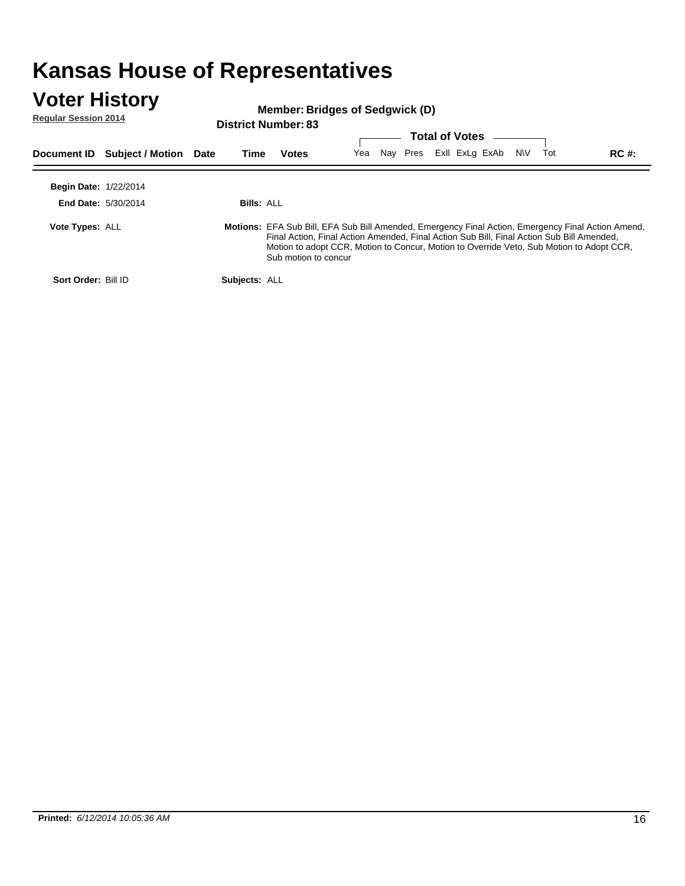# Kansas House of Representatives

## Voter History

**Regular Session 2014**

**Member: Bridges of Sedgwick (D)**

**District Number: 83**

| Document ID | Subject / Motion | Date | Time | Votes | Yea | Nay | Pres | ExII | ExLg | ExAb | N\V | Tot | RC #: |
|---|---|---|---|---|---|---|---|---|---|---|---|---|---|

(Yea through Tot columns: Total of Votes)

**Begin Date:** 1/22/2014

**End Date:** 5/30/2014

**Bills:** ALL

**Vote Types:** ALL

**Motions:** EFA Sub Bill, EFA Sub Bill Amended, Emergency Final Action, Emergency Final Action Amend, Final Action, Final Action Amended, Final Action Sub Bill, Final Action Sub Bill Amended, Motion to adopt CCR, Motion to Concur, Motion to Override Veto, Sub Motion to Adopt CCR, Sub motion to concur

**Sort Order:** Bill ID

**Subjects:** ALL

**Printed:** *6/12/2014 10:05:36 AM*